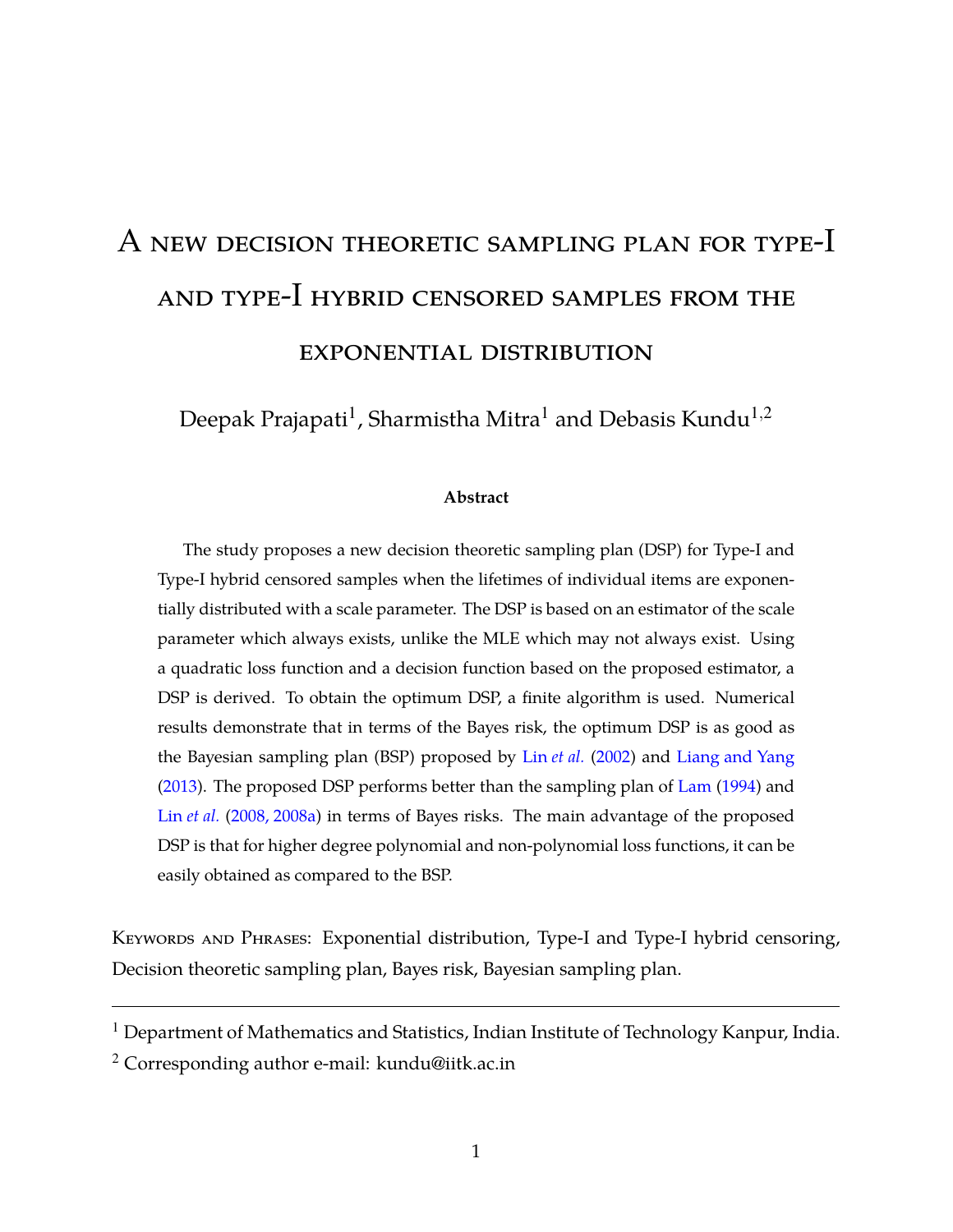# A new decision theoretic sampling plan for type-I and type-I hybrid censored samples from the exponential distribution

Deepak Prajapati[1], Sharmistha Mitra[1] and Debasis Kundu[1,2]

**Abstract**

The study proposes a new decision theoretic sampling plan (DSP) for Type-I and Type-I hybrid censored samples when the lifetimes of individual items are exponentially distributed with a scale parameter. The DSP is based on an estimator of the scale parameter which always exists, unlike the MLE which may not always exist. Using a quadratic loss function and a decision function based on the proposed estimator, a DSP is derived. To obtain the optimum DSP, a finite algorithm is used. Numerical results demonstrate that in terms of the Bayes risk, the optimum DSP is as good as the Bayesian sampling plan (BSP) proposed by Lin *et al.* (2002) and Liang and Yang (2013). The proposed DSP performs better than the sampling plan of Lam (1994) and Lin *et al.* (2008, 2008a) in terms of Bayes risks. The main advantage of the proposed DSP is that for higher degree polynomial and non-polynomial loss functions, it can be easily obtained as compared to the BSP.

Keywords and Phrases: Exponential distribution, Type-I and Type-I hybrid censoring, Decision theoretic sampling plan, Bayes risk, Bayesian sampling plan.

---

[1] Department of Mathematics and Statistics, Indian Institute of Technology Kanpur, India.

[2] Corresponding author e-mail: kundu@iitk.ac.in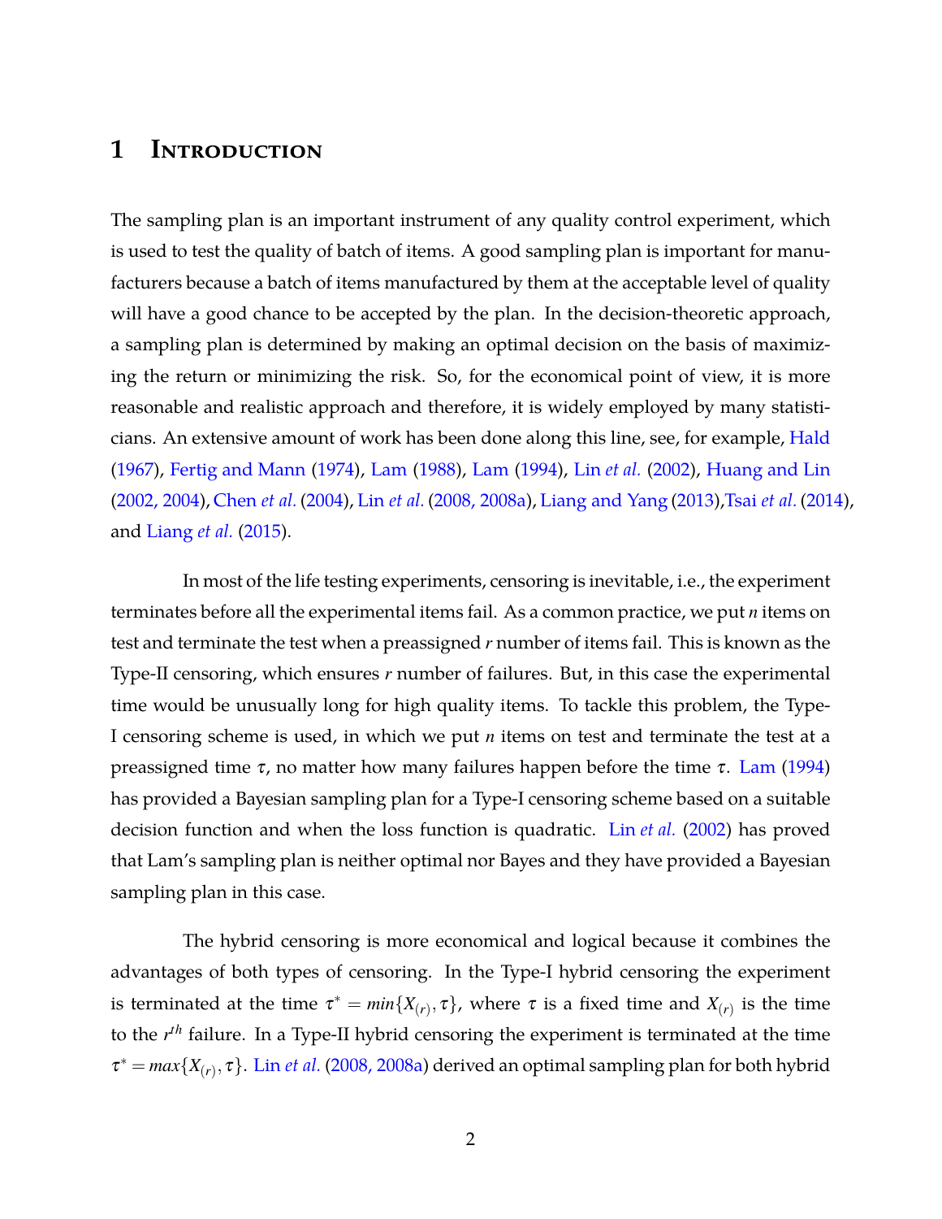# 1 Introduction

The sampling plan is an important instrument of any quality control experiment, which is used to test the quality of batch of items. A good sampling plan is important for manufacturers because a batch of items manufactured by them at the acceptable level of quality will have a good chance to be accepted by the plan. In the decision-theoretic approach, a sampling plan is determined by making an optimal decision on the basis of maximizing the return or minimizing the risk. So, for the economical point of view, it is more reasonable and realistic approach and therefore, it is widely employed by many statisticians. An extensive amount of work has been done along this line, see, for example, Hald (1967), Fertig and Mann (1974), Lam (1988), Lam (1994), Lin *et al.* (2002), Huang and Lin (2002, 2004), Chen *et al.* (2004), Lin *et al.* (2008, 2008a), Liang and Yang (2013),Tsai *et al.* (2014), and Liang *et al.* (2015).

In most of the life testing experiments, censoring is inevitable, i.e., the experiment terminates before all the experimental items fail. As a common practice, we put $n$ items on test and terminate the test when a preassigned $r$ number of items fail. This is known as the Type-II censoring, which ensures $r$ number of failures. But, in this case the experimental time would be unusually long for high quality items. To tackle this problem, the Type-I censoring scheme is used, in which we put $n$ items on test and terminate the test at a preassigned time $\tau$, no matter how many failures happen before the time $\tau$. Lam (1994) has provided a Bayesian sampling plan for a Type-I censoring scheme based on a suitable decision function and when the loss function is quadratic. Lin *et al.* (2002) has proved that Lam's sampling plan is neither optimal nor Bayes and they have provided a Bayesian sampling plan in this case.

The hybrid censoring is more economical and logical because it combines the advantages of both types of censoring. In the Type-I hybrid censoring the experiment is terminated at the time $\tau^* = min\{X_{(r)}, \tau\}$, where $\tau$ is a fixed time and $X_{(r)}$ is the time to the $r^{th}$ failure. In a Type-II hybrid censoring the experiment is terminated at the time $\tau^* = max\{X_{(r)}, \tau\}$. Lin *et al.* (2008, 2008a) derived an optimal sampling plan for both hybrid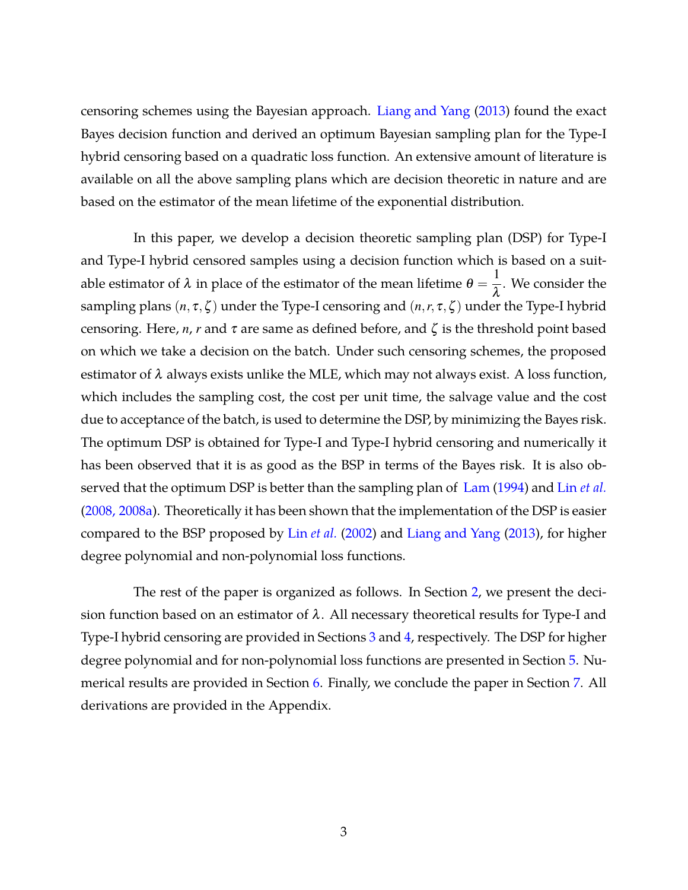censoring schemes using the Bayesian approach. Liang and Yang (2013) found the exact Bayes decision function and derived an optimum Bayesian sampling plan for the Type-I hybrid censoring based on a quadratic loss function. An extensive amount of literature is available on all the above sampling plans which are decision theoretic in nature and are based on the estimator of the mean lifetime of the exponential distribution.

In this paper, we develop a decision theoretic sampling plan (DSP) for Type-I and Type-I hybrid censored samples using a decision function which is based on a suitable estimator of $\lambda$ in place of the estimator of the mean lifetime $\theta = \dfrac{1}{\lambda}$. We consider the sampling plans $(n, \tau, \zeta)$ under the Type-I censoring and $(n, r, \tau, \zeta)$ under the Type-I hybrid censoring. Here, $n$, $r$ and $\tau$ are same as defined before, and $\zeta$ is the threshold point based on which we take a decision on the batch. Under such censoring schemes, the proposed estimator of $\lambda$ always exists unlike the MLE, which may not always exist. A loss function, which includes the sampling cost, the cost per unit time, the salvage value and the cost due to acceptance of the batch, is used to determine the DSP, by minimizing the Bayes risk. The optimum DSP is obtained for Type-I and Type-I hybrid censoring and numerically it has been observed that it is as good as the BSP in terms of the Bayes risk. It is also observed that the optimum DSP is better than the sampling plan of Lam (1994) and Lin *et al.* (2008, 2008a). Theoretically it has been shown that the implementation of the DSP is easier compared to the BSP proposed by Lin *et al.* (2002) and Liang and Yang (2013), for higher degree polynomial and non-polynomial loss functions.

The rest of the paper is organized as follows. In Section 2, we present the decision function based on an estimator of $\lambda$. All necessary theoretical results for Type-I and Type-I hybrid censoring are provided in Sections 3 and 4, respectively. The DSP for higher degree polynomial and for non-polynomial loss functions are presented in Section 5. Numerical results are provided in Section 6. Finally, we conclude the paper in Section 7. All derivations are provided in the Appendix.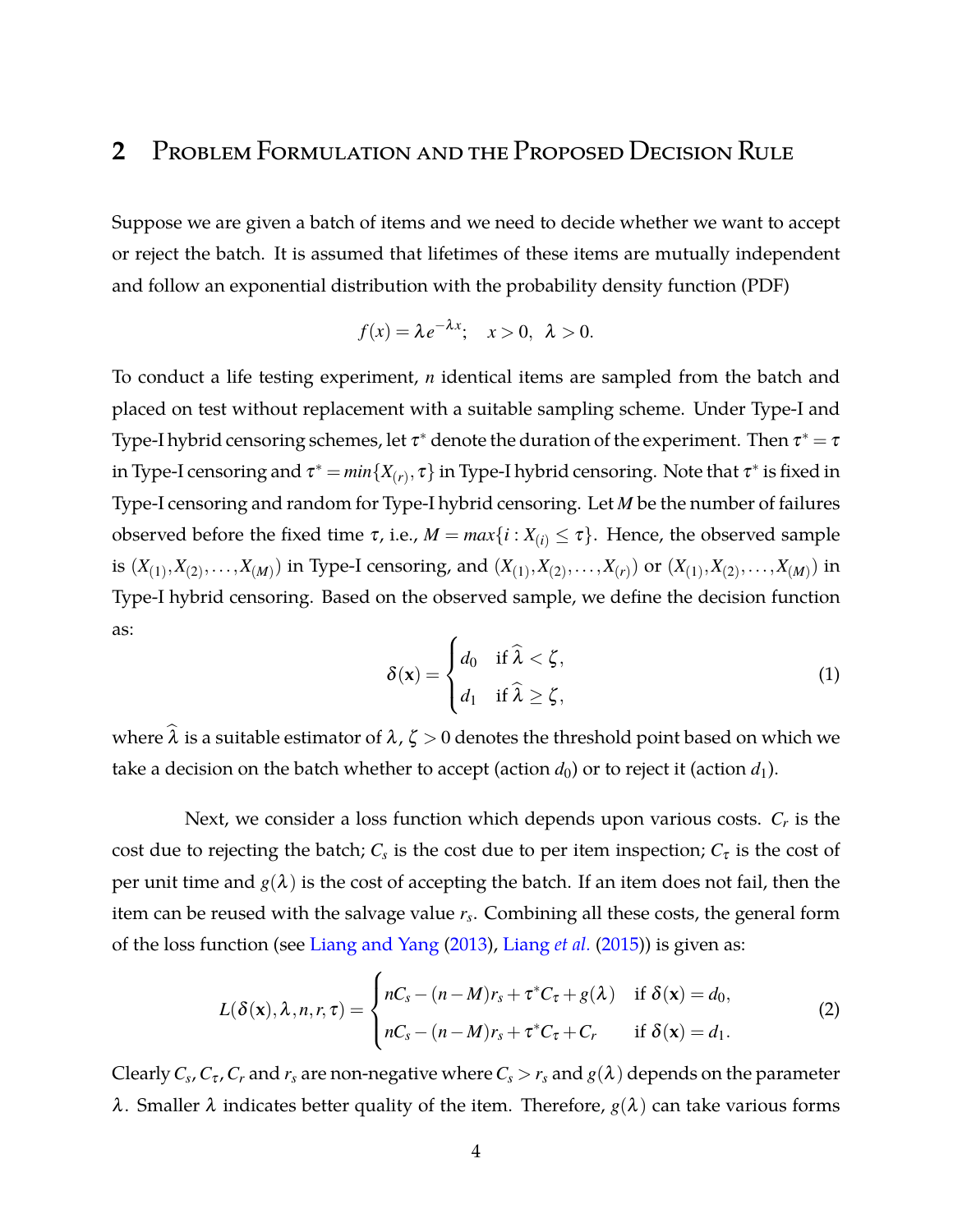## 2 Problem Formulation and the Proposed Decision Rule

Suppose we are given a batch of items and we need to decide whether we want to accept or reject the batch. It is assumed that lifetimes of these items are mutually independent and follow an exponential distribution with the probability density function (PDF)

$$f(x) = \lambda e^{-\lambda x}; \quad x > 0, \ \lambda > 0.$$

To conduct a life testing experiment, $n$ identical items are sampled from the batch and placed on test without replacement with a suitable sampling scheme. Under Type-I and Type-I hybrid censoring schemes, let $\tau^*$ denote the duration of the experiment. Then $\tau^* = \tau$ in Type-I censoring and $\tau^* = min\{X_{(r)}, \tau\}$ in Type-I hybrid censoring. Note that $\tau^*$ is fixed in Type-I censoring and random for Type-I hybrid censoring. Let $M$ be the number of failures observed before the fixed time $\tau$, i.e., $M = max\{i : X_{(i)} \leq \tau\}$. Hence, the observed sample is $(X_{(1)}, X_{(2)}, \ldots, X_{(M)})$ in Type-I censoring, and $(X_{(1)}, X_{(2)}, \ldots, X_{(r)})$ or $(X_{(1)}, X_{(2)}, \ldots, X_{(M)})$ in Type-I hybrid censoring. Based on the observed sample, we define the decision function as:

$$\delta(\mathbf{x}) = \begin{cases} d_0 & \text{if } \widehat{\lambda} < \zeta, \\ d_1 & \text{if } \widehat{\lambda} \geq \zeta, \end{cases} \tag{1}$$

where $\widehat{\lambda}$ is a suitable estimator of $\lambda$, $\zeta > 0$ denotes the threshold point based on which we take a decision on the batch whether to accept (action $d_0$) or to reject it (action $d_1$).

Next, we consider a loss function which depends upon various costs. $C_r$ is the cost due to rejecting the batch; $C_s$ is the cost due to per item inspection; $C_\tau$ is the cost of per unit time and $g(\lambda)$ is the cost of accepting the batch. If an item does not fail, then the item can be reused with the salvage value $r_s$. Combining all these costs, the general form of the loss function (see Liang and Yang (2013), Liang *et al.* (2015)) is given as:

$$L(\delta(\mathbf{x}), \lambda, n, r, \tau) = \begin{cases} nC_s - (n-M)r_s + \tau^* C_\tau + g(\lambda) & \text{if } \delta(\mathbf{x}) = d_0, \\ nC_s - (n-M)r_s + \tau^* C_\tau + C_r & \text{if } \delta(\mathbf{x}) = d_1. \end{cases} \tag{2}$$

Clearly $C_s, C_\tau, C_r$ and $r_s$ are non-negative where $C_s > r_s$ and $g(\lambda)$ depends on the parameter $\lambda$. Smaller $\lambda$ indicates better quality of the item. Therefore, $g(\lambda)$ can take various forms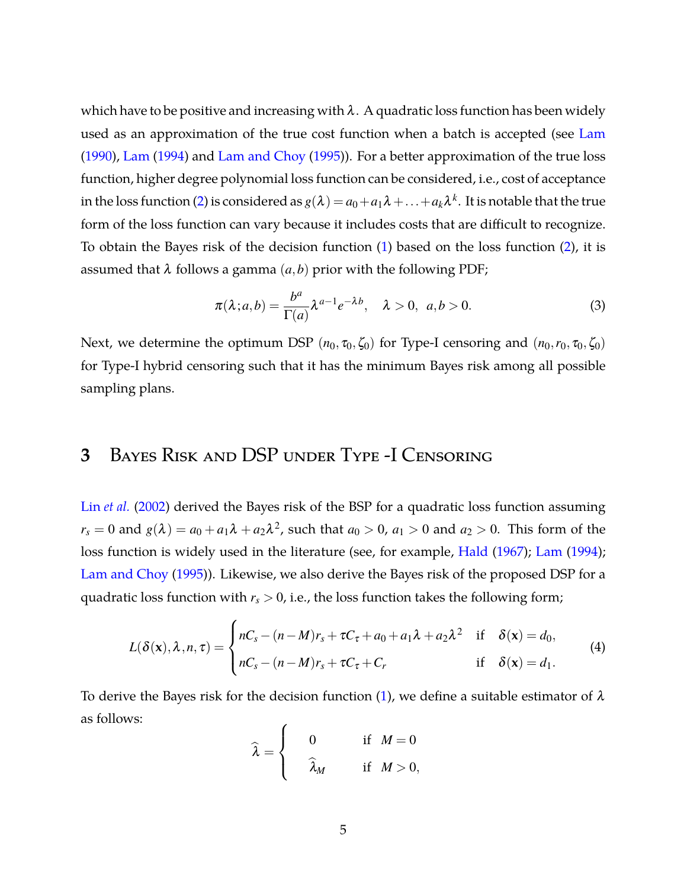which have to be positive and increasing with $\lambda$. A quadratic loss function has been widely used as an approximation of the true cost function when a batch is accepted (see Lam (1990), Lam (1994) and Lam and Choy (1995)). For a better approximation of the true loss function, higher degree polynomial loss function can be considered, i.e., cost of acceptance in the loss function (2) is considered as $g(\lambda) = a_0 + a_1\lambda + \ldots + a_k\lambda^k$. It is notable that the true form of the loss function can vary because it includes costs that are difficult to recognize. To obtain the Bayes risk of the decision function (1) based on the loss function (2), it is assumed that $\lambda$ follows a gamma $(a, b)$ prior with the following PDF;

$$\pi(\lambda; a, b) = \frac{b^a}{\Gamma(a)}\lambda^{a-1}e^{-\lambda b}, \quad \lambda > 0, \;\; a, b > 0. \tag{3}$$

Next, we determine the optimum DSP $(n_0, \tau_0, \zeta_0)$ for Type-I censoring and $(n_0, r_0, \tau_0, \zeta_0)$ for Type-I hybrid censoring such that it has the minimum Bayes risk among all possible sampling plans.

## 3 Bayes Risk and DSP under Type -I Censoring

Lin *et al.* (2002) derived the Bayes risk of the BSP for a quadratic loss function assuming $r_s = 0$ and $g(\lambda) = a_0 + a_1\lambda + a_2\lambda^2$, such that $a_0 > 0$, $a_1 > 0$ and $a_2 > 0$. This form of the loss function is widely used in the literature (see, for example, Hald (1967); Lam (1994); Lam and Choy (1995)). Likewise, we also derive the Bayes risk of the proposed DSP for a quadratic loss function with $r_s > 0$, i.e., the loss function takes the following form;

$$L(\delta(\mathbf{x}), \lambda, n, \tau) = \begin{cases} nC_s - (n-M)r_s + \tau C_\tau + a_0 + a_1\lambda + a_2\lambda^2 & \text{if} \quad \delta(\mathbf{x}) = d_0, \\ nC_s - (n-M)r_s + \tau C_\tau + C_r & \text{if} \quad \delta(\mathbf{x}) = d_1. \end{cases} \tag{4}$$

To derive the Bayes risk for the decision function (1), we define a suitable estimator of $\lambda$ as follows:

$$\widehat{\lambda} = \begin{cases} 0 & \text{if} \quad M = 0 \\ \widehat{\lambda}_M & \text{if} \quad M > 0, \end{cases}$$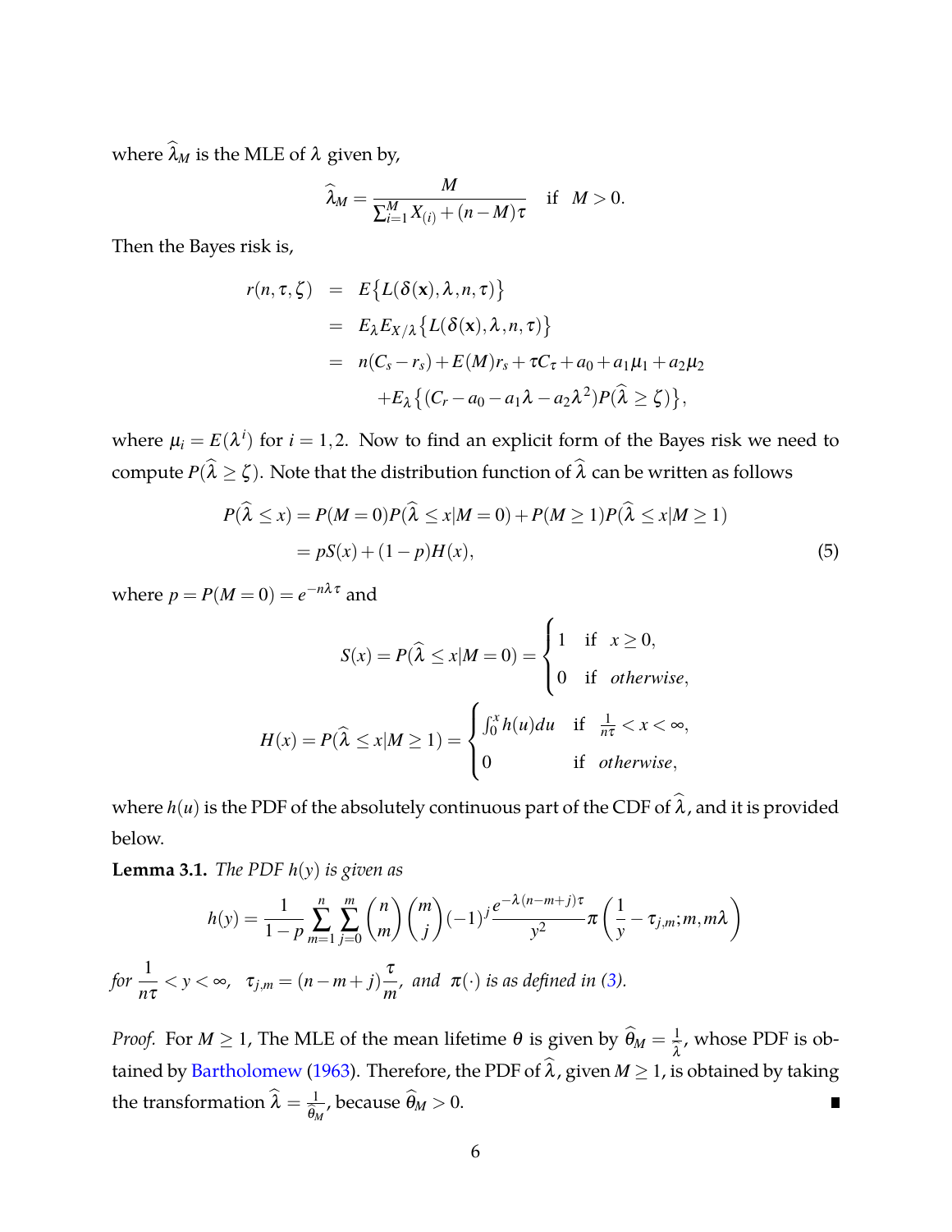where $\widehat{\lambda}_M$ is the MLE of $\lambda$ given by,

$$\widehat{\lambda}_M = \frac{M}{\sum_{i=1}^{M} X_{(i)} + (n-M)\tau} \quad \text{if} \quad M > 0.$$

Then the Bayes risk is,

$$\begin{aligned}
r(n,\tau,\zeta) &= E\big\{L(\delta(\mathbf{x}),\lambda,n,\tau)\big\} \\
&= E_\lambda E_{X/\lambda}\big\{L(\delta(\mathbf{x}),\lambda,n,\tau)\big\} \\
&= n(C_s - r_s) + E(M)r_s + \tau C_\tau + a_0 + a_1\mu_1 + a_2\mu_2 \\
&\qquad + E_\lambda\big\{(C_r - a_0 - a_1\lambda - a_2\lambda^2)P(\widehat{\lambda} \geq \zeta)\big\},
\end{aligned}$$

where $\mu_i = E(\lambda^i)$ for $i = 1,2$. Now to find an explicit form of the Bayes risk we need to compute $P(\widehat{\lambda} \geq \zeta)$. Note that the distribution function of $\widehat{\lambda}$ can be written as follows

$$\begin{aligned}
P(\widehat{\lambda} \leq x) &= P(M=0)P(\widehat{\lambda} \leq x | M=0) + P(M \geq 1)P(\widehat{\lambda} \leq x | M \geq 1) \\
&= pS(x) + (1-p)H(x), \qquad (5)
\end{aligned}$$

where $p = P(M=0) = e^{-n\lambda\tau}$ and

$$S(x) = P(\widehat{\lambda} \leq x | M=0) = \begin{cases} 1 & \text{if} \quad x \geq 0, \\ 0 & \text{if} \quad otherwise, \end{cases}$$

$$H(x) = P(\widehat{\lambda} \leq x | M \geq 1) = \begin{cases} \int_0^x h(u)du & \text{if} \quad \frac{1}{n\tau} < x < \infty, \\ 0 & \text{if} \quad otherwise, \end{cases}$$

where $h(u)$ is the PDF of the absolutely continuous part of the CDF of $\widehat{\lambda}$, and it is provided below.

**Lemma 3.1.** *The PDF $h(y)$ is given as*

$$h(y) = \frac{1}{1-p}\sum_{m=1}^{n}\sum_{j=0}^{m}\binom{n}{m}\binom{m}{j}(-1)^j\frac{e^{-\lambda(n-m+j)\tau}}{y^2}\pi\left(\frac{1}{y} - \tau_{j,m}; m, m\lambda\right)$$

*for* $\frac{1}{n\tau} < y < \infty$, $\tau_{j,m} = (n-m+j)\frac{\tau}{m}$, *and* $\pi(\cdot)$ *is as defined in (3).*

*Proof.* For $M \geq 1$, The MLE of the mean lifetime $\theta$ is given by $\widehat{\theta}_M = \frac{1}{\widehat{\lambda}}$, whose PDF is obtained by Bartholomew (1963). Therefore, the PDF of $\widehat{\lambda}$, given $M \geq 1$, is obtained by taking the transformation $\widehat{\lambda} = \frac{1}{\widehat{\theta}_M}$, because $\widehat{\theta}_M > 0$. ∎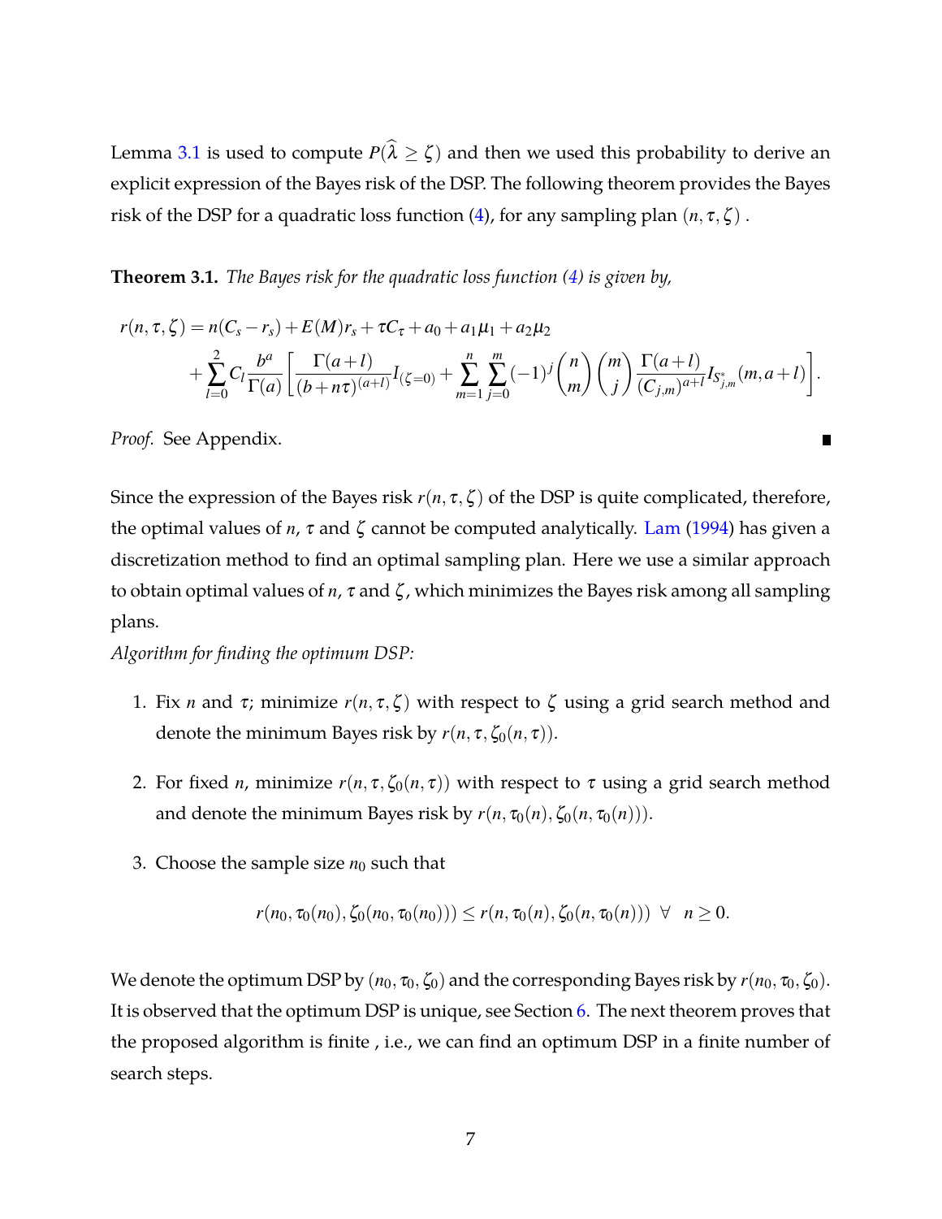Lemma 3.1 is used to compute $P(\widehat{\lambda} \geq \zeta)$ and then we used this probability to derive an explicit expression of the Bayes risk of the DSP. The following theorem provides the Bayes risk of the DSP for a quadratic loss function (4), for any sampling plan $(n, \tau, \zeta)$ .

**Theorem 3.1.** *The Bayes risk for the quadratic loss function (4) is given by,*

$$
\begin{aligned}
r(n,\tau,\zeta) &= n(C_s - r_s) + E(M)r_s + \tau C_\tau + a_0 + a_1\mu_1 + a_2\mu_2 \\
&\quad + \sum_{l=0}^{2} C_l \frac{b^a}{\Gamma(a)} \left[ \frac{\Gamma(a+l)}{(b+n\tau)^{(a+l)}} I_{(\zeta=0)} + \sum_{m=1}^{n} \sum_{j=0}^{m} (-1)^j \binom{n}{m} \binom{m}{j} \frac{\Gamma(a+l)}{(C_{j,m})^{a+l}} I_{S^*_{j,m}}(m, a+l) \right].
\end{aligned}
$$

*Proof.* See Appendix. ∎

Since the expression of the Bayes risk $r(n, \tau, \zeta)$ of the DSP is quite complicated, therefore, the optimal values of $n$, $\tau$ and $\zeta$ cannot be computed analytically. Lam (1994) has given a discretization method to find an optimal sampling plan. Here we use a similar approach to obtain optimal values of $n$, $\tau$ and $\zeta$, which minimizes the Bayes risk among all sampling plans.

*Algorithm for finding the optimum DSP:*

1. Fix $n$ and $\tau$; minimize $r(n, \tau, \zeta)$ with respect to $\zeta$ using a grid search method and denote the minimum Bayes risk by $r(n, \tau, \zeta_0(n, \tau))$.
2. For fixed $n$, minimize $r(n, \tau, \zeta_0(n, \tau))$ with respect to $\tau$ using a grid search method and denote the minimum Bayes risk by $r(n, \tau_0(n), \zeta_0(n, \tau_0(n)))$.
3. Choose the sample size $n_0$ such that

$$
r(n_0, \tau_0(n_0), \zeta_0(n_0, \tau_0(n_0))) \leq r(n, \tau_0(n), \zeta_0(n, \tau_0(n))) \;\; \forall \;\; n \geq 0.
$$

We denote the optimum DSP by $(n_0, \tau_0, \zeta_0)$ and the corresponding Bayes risk by $r(n_0, \tau_0, \zeta_0)$. It is observed that the optimum DSP is unique, see Section 6. The next theorem proves that the proposed algorithm is finite , i.e., we can find an optimum DSP in a finite number of search steps.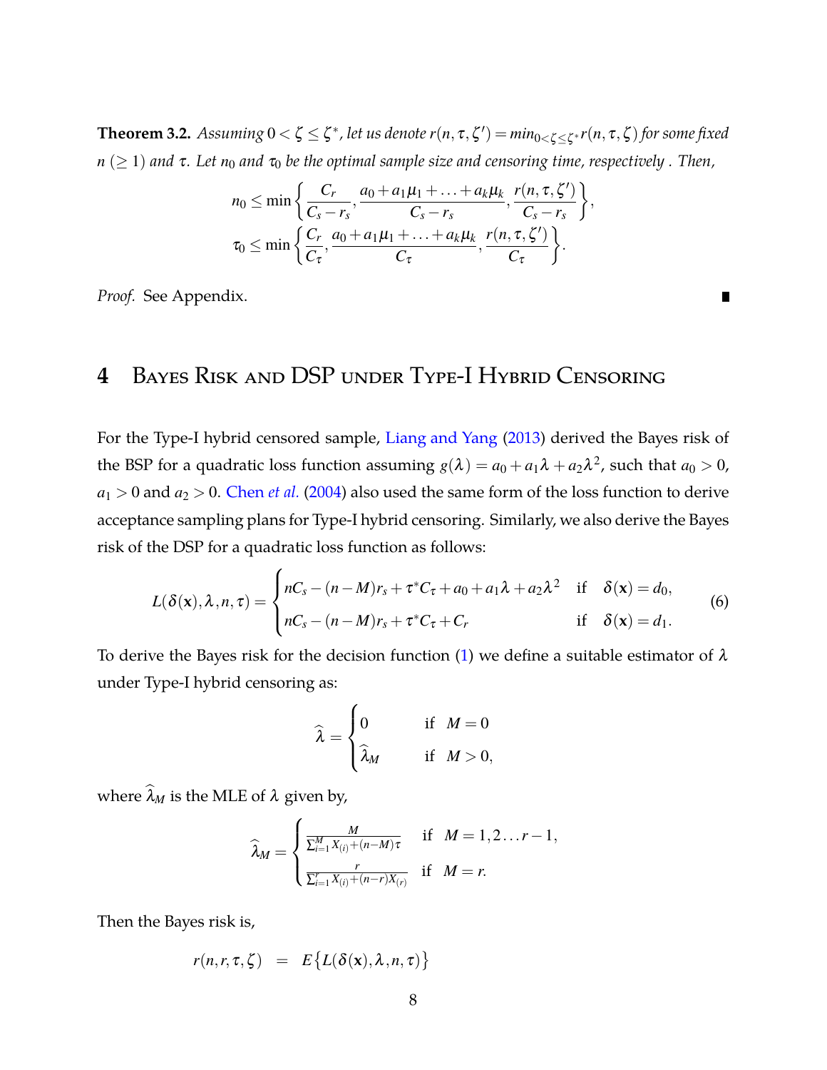**Theorem 3.2.** *Assuming $0 < \zeta \leq \zeta^*$, let us denote $r(n, \tau, \zeta') = min_{0<\zeta\leq\zeta^*} r(n, \tau, \zeta)$ for some fixed $n$ $(\geq 1)$ and $\tau$. Let $n_0$ and $\tau_0$ be the optimal sample size and censoring time, respectively . Then,*

$$
n_0 \leq \min\left\{\frac{C_r}{C_s - r_s}, \frac{a_0 + a_1\mu_1 + \ldots + a_k\mu_k}{C_s - r_s}, \frac{r(n,\tau,\zeta')}{C_s - r_s}\right\},
$$
$$
\tau_0 \leq \min\left\{\frac{C_r}{C_\tau}, \frac{a_0 + a_1\mu_1 + \ldots + a_k\mu_k}{C_\tau}, \frac{r(n,\tau,\zeta')}{C_\tau}\right\}.
$$

*Proof.* See Appendix. ∎

# 4 Bayes Risk and DSP under Type-I Hybrid Censoring

For the Type-I hybrid censored sample, Liang and Yang (2013) derived the Bayes risk of the BSP for a quadratic loss function assuming $g(\lambda) = a_0 + a_1\lambda + a_2\lambda^2$, such that $a_0 > 0$, $a_1 > 0$ and $a_2 > 0$. Chen *et al.* (2004) also used the same form of the loss function to derive acceptance sampling plans for Type-I hybrid censoring. Similarly, we also derive the Bayes risk of the DSP for a quadratic loss function as follows:

$$
L(\delta(\mathbf{x}), \lambda, n, \tau) = \begin{cases} nC_s - (n-M)r_s + \tau^* C_\tau + a_0 + a_1\lambda + a_2\lambda^2 & \text{if} \quad \delta(\mathbf{x}) = d_0, \\ nC_s - (n-M)r_s + \tau^* C_\tau + C_r & \text{if} \quad \delta(\mathbf{x}) = d_1. \end{cases} \tag{6}
$$

To derive the Bayes risk for the decision function (1) we define a suitable estimator of $\lambda$ under Type-I hybrid censoring as:

$$
\widehat{\lambda} = \begin{cases} 0 & \text{if} \quad M = 0 \\ \widehat{\lambda}_M & \text{if} \quad M > 0, \end{cases}
$$

where $\widehat{\lambda}_M$ is the MLE of $\lambda$ given by,

$$
\widehat{\lambda}_M = \begin{cases} \frac{M}{\sum_{i=1}^{M} X_{(i)} + (n-M)\tau} & \text{if} \quad M = 1, 2 \ldots r-1, \\ \frac{r}{\sum_{i=1}^{r} X_{(i)} + (n-r)X_{(r)}} & \text{if} \quad M = r. \end{cases}
$$

Then the Bayes risk is,

$$
r(n, r, \tau, \zeta) \quad = \quad E\{L(\delta(\mathbf{x}), \lambda, n, \tau)\}
$$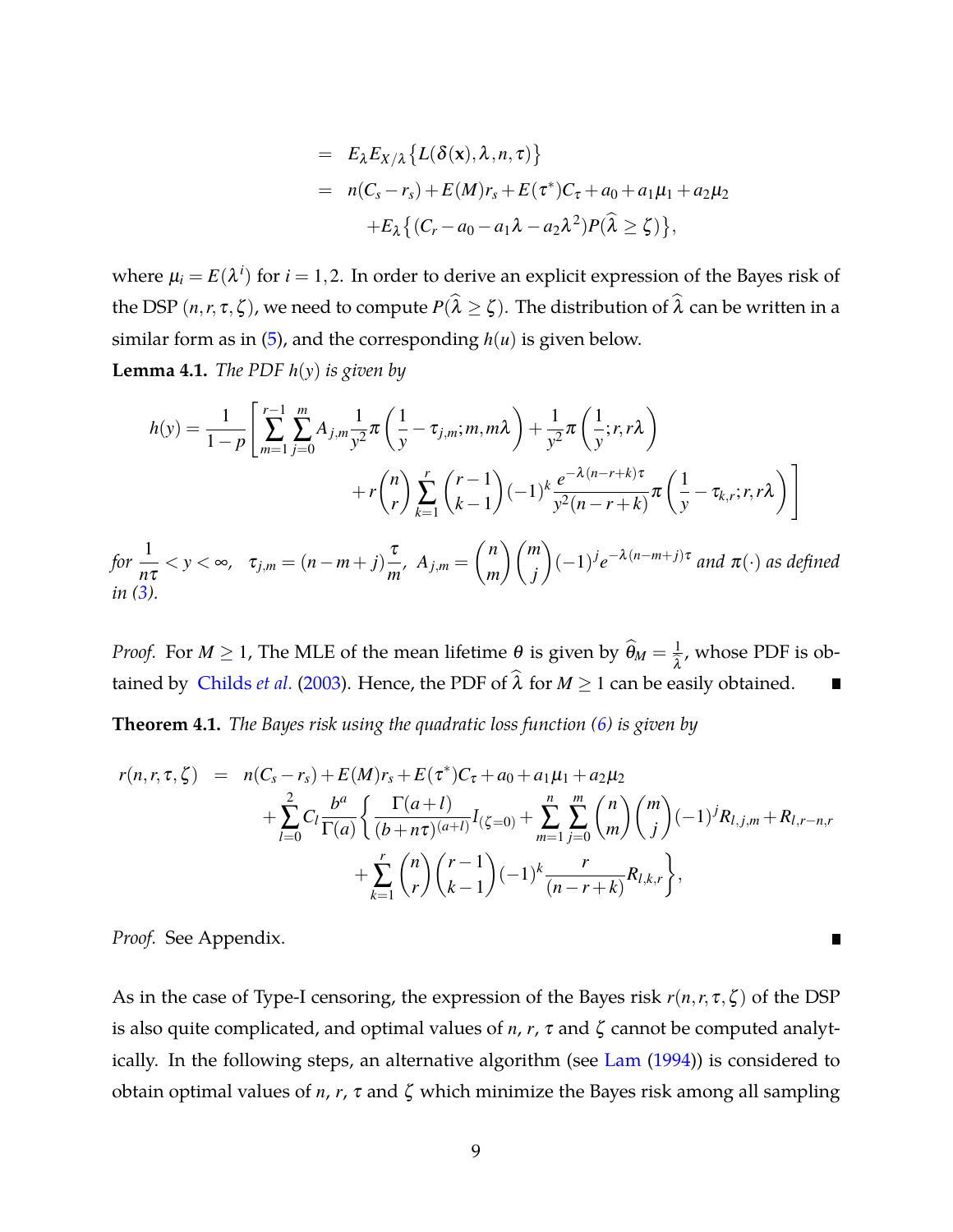$$
\begin{aligned}
&= E_\lambda E_{X/\lambda}\{L(\delta(\mathbf{x}),\lambda,n,\tau)\} \\
&= n(C_s - r_s) + E(M)r_s + E(\tau^*)C_\tau + a_0 + a_1\mu_1 + a_2\mu_2 \\
&\quad + E_\lambda\{(C_r - a_0 - a_1\lambda - a_2\lambda^2)P(\widehat{\lambda} \geq \zeta)\},
\end{aligned}
$$

where $\mu_i = E(\lambda^i)$ for $i = 1, 2$. In order to derive an explicit expression of the Bayes risk of the DSP $(n, r, \tau, \zeta)$, we need to compute $P(\widehat{\lambda} \geq \zeta)$. The distribution of $\widehat{\lambda}$ can be written in a similar form as in (5), and the corresponding $h(u)$ is given below.

**Lemma 4.1.** *The PDF $h(y)$ is given by*

$$
h(y) = \frac{1}{1-p}\left[\sum_{m=1}^{r-1}\sum_{j=0}^{m} A_{j,m}\frac{1}{y^2}\pi\left(\frac{1}{y} - \tau_{j,m}; m, m\lambda\right) + \frac{1}{y^2}\pi\left(\frac{1}{y}; r, r\lambda\right) + r\binom{n}{r}\sum_{k=1}^{r}\binom{r-1}{k-1}(-1)^k\frac{e^{-\lambda(n-r+k)\tau}}{y^2(n-r+k)}\pi\left(\frac{1}{y} - \tau_{k,r}; r, r\lambda\right)\right]
$$

*for* $\dfrac{1}{n\tau} < y < \infty$, $\tau_{j,m} = (n-m+j)\dfrac{\tau}{m}$, $A_{j,m} = \dbinom{n}{m}\dbinom{m}{j}(-1)^j e^{-\lambda(n-m+j)\tau}$ *and* $\pi(\cdot)$ *as defined in (3).*

*Proof.* For $M \geq 1$, The MLE of the mean lifetime $\theta$ is given by $\widehat{\theta}_M = \frac{1}{\widehat{\lambda}}$, whose PDF is obtained by Childs *et al.* (2003). Hence, the PDF of $\widehat{\lambda}$ for $M \geq 1$ can be easily obtained. ∎

**Theorem 4.1.** *The Bayes risk using the quadratic loss function (6) is given by*

$$
\begin{aligned}
r(n, r, \tau, \zeta) &= n(C_s - r_s) + E(M)r_s + E(\tau^*)C_\tau + a_0 + a_1\mu_1 + a_2\mu_2 \\
&\quad + \sum_{l=0}^{2} C_l \frac{b^a}{\Gamma(a)}\left\{\frac{\Gamma(a+l)}{(b+n\tau)^{(a+l)}}I_{(\zeta=0)} + \sum_{m=1}^{n}\sum_{j=0}^{m}\binom{n}{m}\binom{m}{j}(-1)^j R_{l,j,m} + R_{l,r-n,r}\right. \\
&\quad \left. + \sum_{k=1}^{r}\binom{n}{r}\binom{r-1}{k-1}(-1)^k\frac{r}{(n-r+k)}R_{l,k,r}\right\},
\end{aligned}
$$

*Proof.* See Appendix. ∎

As in the case of Type-I censoring, the expression of the Bayes risk $r(n, r, \tau, \zeta)$ of the DSP is also quite complicated, and optimal values of $n$, $r$, $\tau$ and $\zeta$ cannot be computed analytically. In the following steps, an alternative algorithm (see Lam (1994)) is considered to obtain optimal values of $n$, $r$, $\tau$ and $\zeta$ which minimize the Bayes risk among all sampling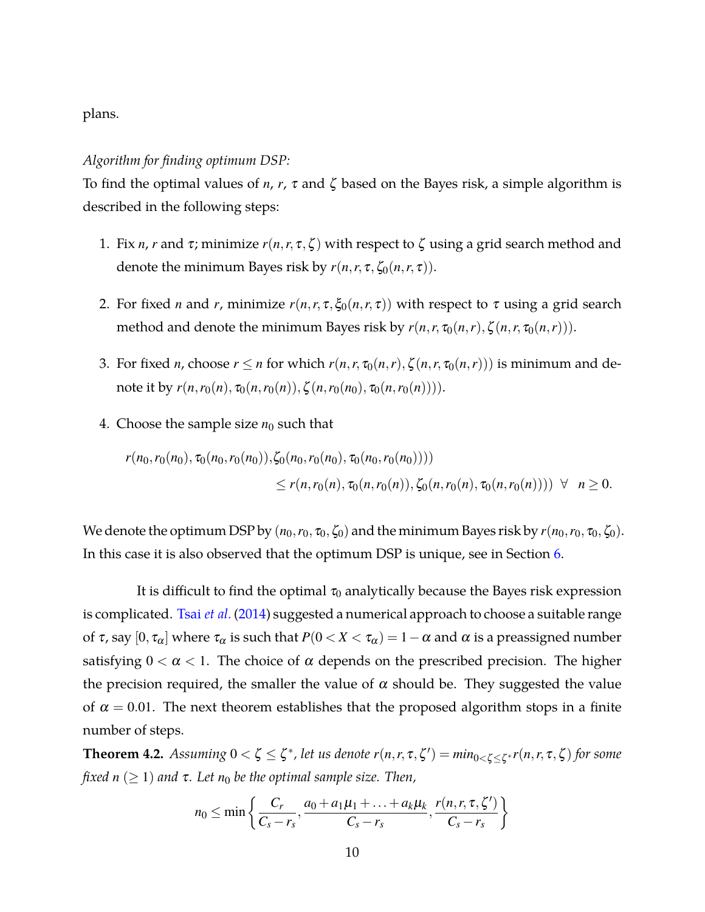plans.

*Algorithm for finding optimum DSP:*

To find the optimal values of $n$, $r$, $\tau$ and $\zeta$ based on the Bayes risk, a simple algorithm is described in the following steps:

1. Fix $n$, $r$ and $\tau$; minimize $r(n,r,\tau,\zeta)$ with respect to $\zeta$ using a grid search method and denote the minimum Bayes risk by $r(n,r,\tau,\zeta_0(n,r,\tau))$.
2. For fixed $n$ and $r$, minimize $r(n,r,\tau,\xi_0(n,r,\tau))$ with respect to $\tau$ using a grid search method and denote the minimum Bayes risk by $r(n,r,\tau_0(n,r),\zeta(n,r,\tau_0(n,r)))$.
3. For fixed $n$, choose $r \leq n$ for which $r(n,r,\tau_0(n,r),\zeta(n,r,\tau_0(n,r)))$ is minimum and denote it by $r(n,r_0(n),\tau_0(n,r_0(n)),\zeta(n,r_0(n_0),\tau_0(n,r_0(n))))$.
4. Choose the sample size $n_0$ such that

$$
\begin{aligned}
r(n_0,r_0(n_0),\tau_0(n_0,r_0(n_0)),&\zeta_0(n_0,r_0(n_0),\tau_0(n_0,r_0(n_0)))) \\
&\leq r(n,r_0(n),\tau_0(n,r_0(n)),\zeta_0(n,r_0(n),\tau_0(n,r_0(n)))) \;\; \forall \;\; n \geq 0.
\end{aligned}
$$

We denote the optimum DSP by $(n_0,r_0,\tau_0,\zeta_0)$ and the minimum Bayes risk by $r(n_0,r_0,\tau_0,\zeta_0)$. In this case it is also observed that the optimum DSP is unique, see in Section 6.

It is difficult to find the optimal $\tau_0$ analytically because the Bayes risk expression is complicated. Tsai *et al.* (2014) suggested a numerical approach to choose a suitable range of $\tau$, say $[0,\tau_\alpha]$ where $\tau_\alpha$ is such that $P(0 < X < \tau_\alpha) = 1-\alpha$ and $\alpha$ is a preassigned number satisfying $0 < \alpha < 1$. The choice of $\alpha$ depends on the prescribed precision. The higher the precision required, the smaller the value of $\alpha$ should be. They suggested the value of $\alpha = 0.01$. The next theorem establishes that the proposed algorithm stops in a finite number of steps.

**Theorem 4.2.** *Assuming $0 < \zeta \leq \zeta^*$, let us denote $r(n,r,\tau,\zeta') = min_{0<\zeta\leq\zeta^*} r(n,r,\tau,\zeta)$ for some fixed $n$ $(\geq 1)$ and $\tau$. Let $n_0$ be the optimal sample size. Then,*

$$
n_0 \leq \min\left\{ \frac{C_r}{C_s - r_s}, \frac{a_0 + a_1\mu_1 + \ldots + a_k\mu_k}{C_s - r_s}, \frac{r(n,r,\tau,\zeta')}{C_s - r_s} \right\}
$$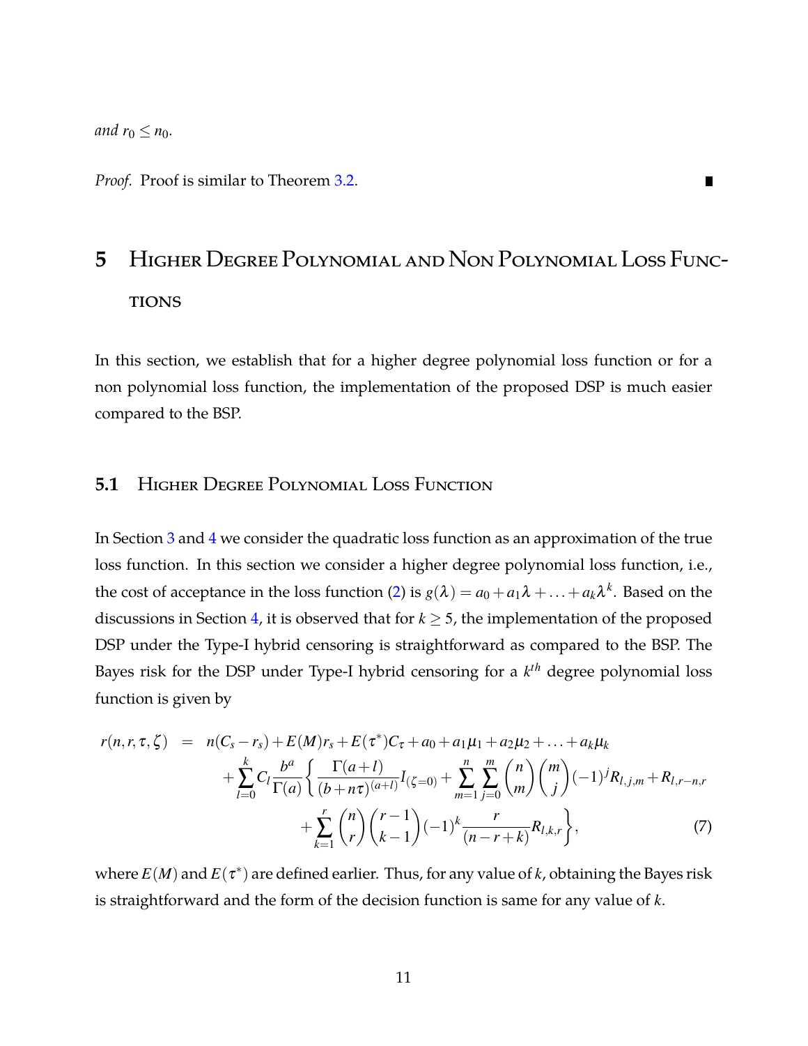*and* $r_0 \leq n_0$.

*Proof.* Proof is similar to Theorem 3.2. ∎

# 5 Higher Degree Polynomial and Non Polynomial Loss Functions

In this section, we establish that for a higher degree polynomial loss function or for a non polynomial loss function, the implementation of the proposed DSP is much easier compared to the BSP.

## 5.1 Higher Degree Polynomial Loss Function

In Section 3 and 4 we consider the quadratic loss function as an approximation of the true loss function. In this section we consider a higher degree polynomial loss function, i.e., the cost of acceptance in the loss function (2) is $g(\lambda) = a_0 + a_1\lambda + \ldots + a_k\lambda^k$. Based on the discussions in Section 4, it is observed that for $k \geq 5$, the implementation of the proposed DSP under the Type-I hybrid censoring is straightforward as compared to the BSP. The Bayes risk for the DSP under Type-I hybrid censoring for a $k^{th}$ degree polynomial loss function is given by

$$
\begin{aligned}
r(n,r,\tau,\zeta) \;=\;& n(C_s - r_s) + E(M)r_s + E(\tau^*)C_\tau + a_0 + a_1\mu_1 + a_2\mu_2 + \ldots + a_k\mu_k \\
& + \sum_{l=0}^{k} C_l \frac{b^a}{\Gamma(a)} \Bigg\{ \frac{\Gamma(a+l)}{(b+n\tau)^{(a+l)}} I_{(\zeta=0)} + \sum_{m=1}^{n}\sum_{j=0}^{m} \binom{n}{m}\binom{m}{j}(-1)^j R_{l,j,m} + R_{l,r-n,r} \\
& + \sum_{k=1}^{r} \binom{n}{r}\binom{r-1}{k-1}(-1)^k \frac{r}{(n-r+k)} R_{l,k,r} \Bigg\}, \qquad (7)
\end{aligned}
$$

where $E(M)$ and $E(\tau^*)$ are defined earlier. Thus, for any value of $k$, obtaining the Bayes risk is straightforward and the form of the decision function is same for any value of $k$.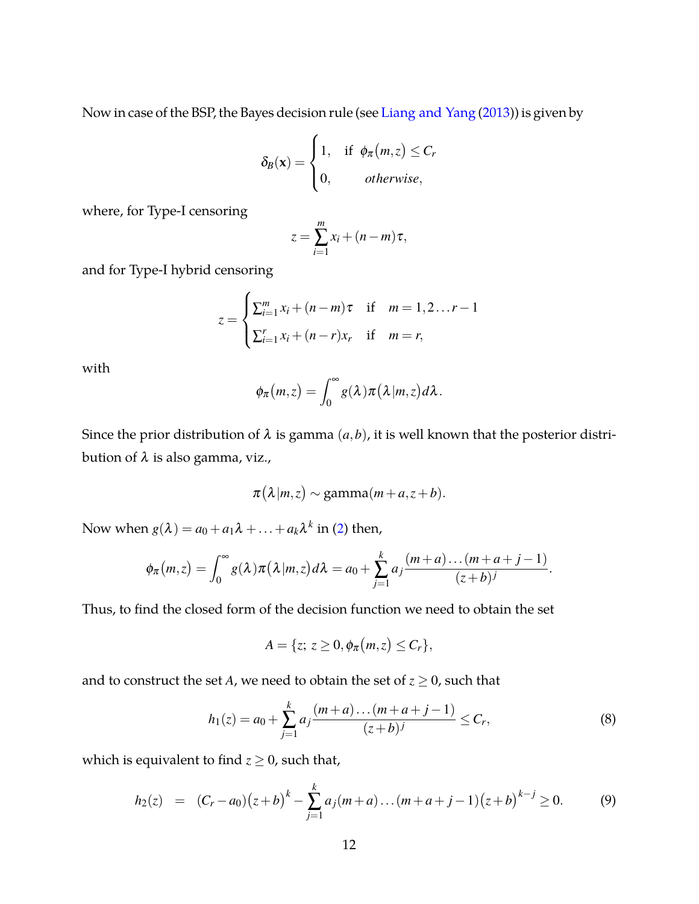Now in case of the BSP, the Bayes decision rule (see Liang and Yang (2013)) is given by

$$\delta_B(\mathbf{x}) = \begin{cases} 1, & \text{if } \phi_\pi(m,z) \leq C_r \\ 0, & otherwise, \end{cases}$$

where, for Type-I censoring

$$z = \sum_{i=1}^{m} x_i + (n-m)\tau,$$

and for Type-I hybrid censoring

$$z = \begin{cases} \sum_{i=1}^{m} x_i + (n-m)\tau & \text{if} \quad m = 1, 2 \ldots r-1 \\ \sum_{i=1}^{r} x_i + (n-r)x_r & \text{if} \quad m = r, \end{cases}$$

with

$$\phi_\pi(m,z) = \int_0^\infty g(\lambda)\pi(\lambda|m,z)d\lambda.$$

Since the prior distribution of $\lambda$ is gamma $(a,b)$, it is well known that the posterior distribution of $\lambda$ is also gamma, viz.,

$$\pi(\lambda|m,z) \sim \text{gamma}(m+a, z+b).$$

Now when $g(\lambda) = a_0 + a_1\lambda + \ldots + a_k\lambda^k$ in (2) then,

$$\phi_\pi(m,z) = \int_0^\infty g(\lambda)\pi(\lambda|m,z)d\lambda = a_0 + \sum_{j=1}^{k} a_j \frac{(m+a)\ldots(m+a+j-1)}{(z+b)^j}.$$

Thus, to find the closed form of the decision function we need to obtain the set

$$A = \{z;\ z \geq 0, \phi_\pi(m,z) \leq C_r\},$$

and to construct the set $A$, we need to obtain the set of $z \geq 0$, such that

$$h_1(z) = a_0 + \sum_{j=1}^{k} a_j \frac{(m+a)\ldots(m+a+j-1)}{(z+b)^j} \leq C_r, \tag{8}$$

which is equivalent to find $z \geq 0$, such that,

$$h_2(z) \;=\; (C_r - a_0)(z+b)^k - \sum_{j=1}^{k} a_j (m+a)\ldots(m+a+j-1)(z+b)^{k-j} \geq 0. \tag{9}$$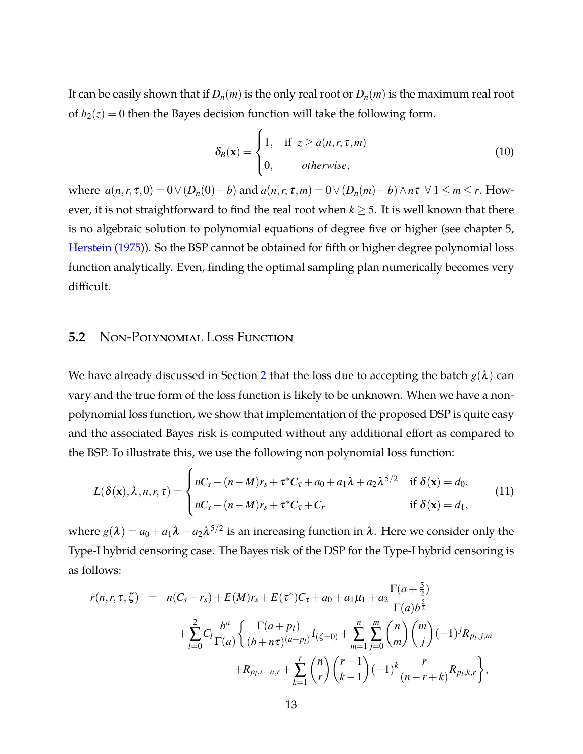It can be easily shown that if $D_n(m)$ is the only real root or $D_n(m)$ is the maximum real root of $h_2(z) = 0$ then the Bayes decision function will take the following form.

$$
\delta_B(\mathbf{x}) = \begin{cases} 1, & \text{if } z \geq a(n, r, \tau, m) \\ 0, & \quad \textit{otherwise}, \end{cases} \tag{10}
$$

where $a(n, r, \tau, 0) = 0 \vee (D_n(0) - b)$ and $a(n, r, \tau, m) = 0 \vee (D_n(m) - b) \wedge n\tau \;\; \forall \; 1 \leq m \leq r$. However, it is not straightforward to find the real root when $k \geq 5$. It is well known that there is no algebraic solution to polynomial equations of degree five or higher (see chapter 5, Herstein (1975)). So the BSP cannot be obtained for fifth or higher degree polynomial loss function analytically. Even, finding the optimal sampling plan numerically becomes very difficult.

## 5.2 Non-Polynomial Loss Function

We have already discussed in Section 2 that the loss due to accepting the batch $g(\lambda)$ can vary and the true form of the loss function is likely to be unknown. When we have a non-polynomial loss function, we show that implementation of the proposed DSP is quite easy and the associated Bayes risk is computed without any additional effort as compared to the BSP. To illustrate this, we use the following non polynomial loss function:

$$
L(\delta(\mathbf{x}), \lambda, n, r, \tau) = \begin{cases} nC_s - (n - M)r_s + \tau^* C_\tau + a_0 + a_1\lambda + a_2\lambda^{5/2} & \text{if } \delta(\mathbf{x}) = d_0, \\ nC_s - (n - M)r_s + \tau^* C_\tau + C_r & \text{if } \delta(\mathbf{x}) = d_1, \end{cases} \tag{11}
$$

where $g(\lambda) = a_0 + a_1\lambda + a_2\lambda^{5/2}$ is an increasing function in $\lambda$. Here we consider only the Type-I hybrid censoring case. The Bayes risk of the DSP for the Type-I hybrid censoring is as follows:

$$
\begin{aligned}
r(n, r, \tau, \zeta) \;\; = \;\; & n(C_s - r_s) + E(M)r_s + E(\tau^*)C_\tau + a_0 + a_1\mu_1 + a_2\frac{\Gamma(a + \frac{5}{2})}{\Gamma(a)b^{\frac{5}{2}}} \\
& + \sum_{l=0}^{2} C_l \frac{b^a}{\Gamma(a)} \Bigg\{ \frac{\Gamma(a + p_l)}{(b + n\tau)^{(a+p_l)}} I_{(\zeta=0)} + \sum_{m=1}^{n} \sum_{j=0}^{m} \binom{n}{m} \binom{m}{j} (-1)^j R_{p_l,j,m} \\
& + R_{p_l, r-n, r} + \sum_{k=1}^{r} \binom{n}{r} \binom{r-1}{k-1} (-1)^k \frac{r}{(n - r + k)} R_{p_l,k,r} \Bigg\},
\end{aligned}
$$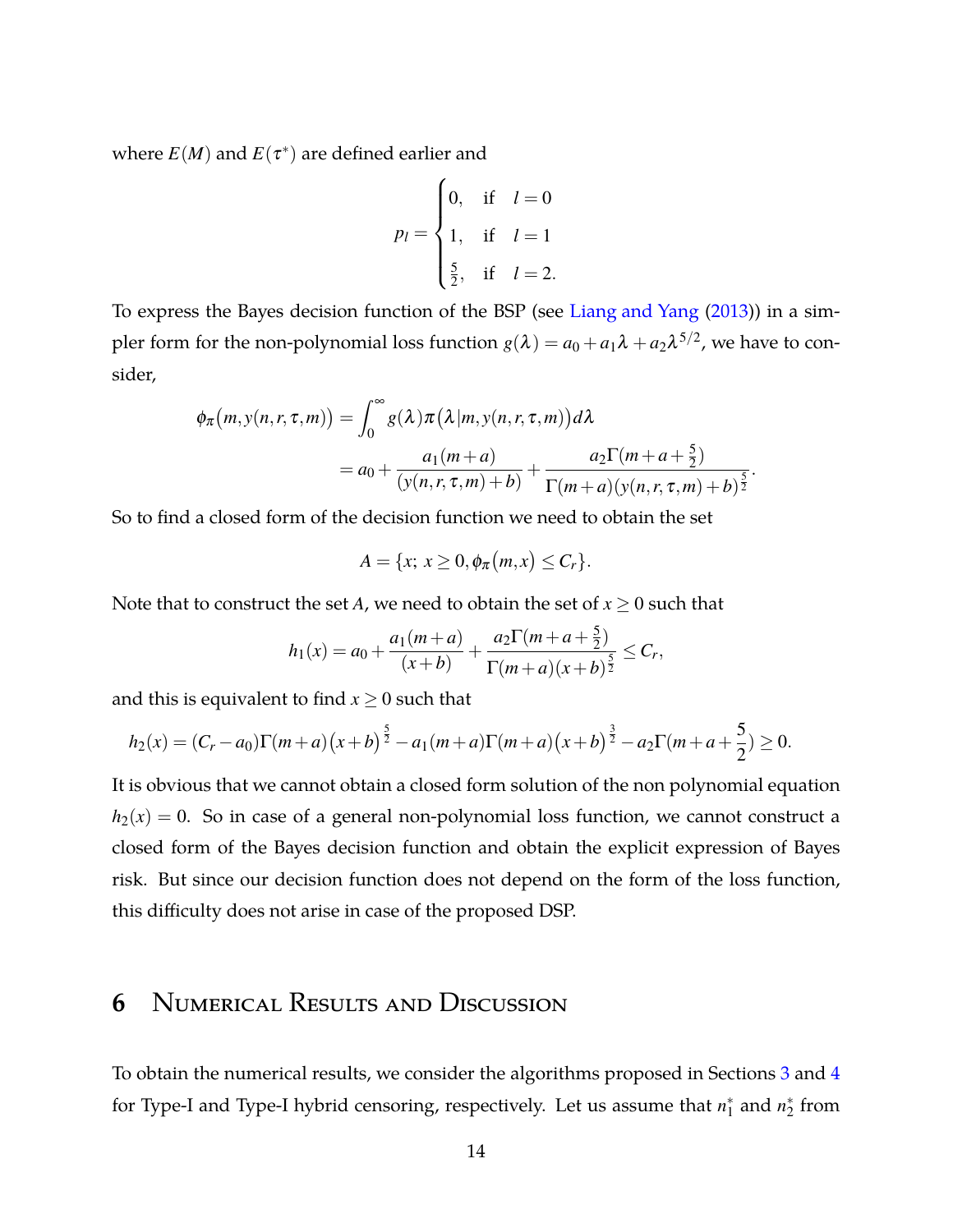where $E(M)$ and $E(\tau^*)$ are defined earlier and

$$
p_l = \begin{cases} 0, & \text{if} \quad l = 0 \\ 1, & \text{if} \quad l = 1 \\ \frac{5}{2}, & \text{if} \quad l = 2. \end{cases}
$$

To express the Bayes decision function of the BSP (see Liang and Yang (2013)) in a simpler form for the non-polynomial loss function $g(\lambda) = a_0 + a_1\lambda + a_2\lambda^{5/2}$, we have to consider,

$$
\begin{aligned}
\phi_\pi\big(m, y(n,r,\tau,m)\big) &= \int_0^\infty g(\lambda)\pi\big(\lambda | m, y(n,r,\tau,m)\big)d\lambda \\
&= a_0 + \frac{a_1(m+a)}{(y(n,r,\tau,m)+b)} + \frac{a_2\Gamma(m+a+\frac{5}{2})}{\Gamma(m+a)(y(n,r,\tau,m)+b)^{\frac{5}{2}}}.
\end{aligned}
$$

So to find a closed form of the decision function we need to obtain the set

$$
A = \{x;\ x \geq 0, \phi_\pi\big(m, x\big) \leq C_r\}.
$$

Note that to construct the set $A$, we need to obtain the set of $x \geq 0$ such that

$$
h_1(x) = a_0 + \frac{a_1(m+a)}{(x+b)} + \frac{a_2\Gamma(m+a+\frac{5}{2})}{\Gamma(m+a)(x+b)^{\frac{5}{2}}} \leq C_r,
$$

and this is equivalent to find $x \geq 0$ such that

$$
h_2(x) = (C_r - a_0)\Gamma(m+a)\big(x+b\big)^{\frac{5}{2}} - a_1(m+a)\Gamma(m+a)\big(x+b\big)^{\frac{3}{2}} - a_2\Gamma(m+a+\frac{5}{2}) \geq 0.
$$

It is obvious that we cannot obtain a closed form solution of the non polynomial equation $h_2(x) = 0$. So in case of a general non-polynomial loss function, we cannot construct a closed form of the Bayes decision function and obtain the explicit expression of Bayes risk. But since our decision function does not depend on the form of the loss function, this difficulty does not arise in case of the proposed DSP.

# 6 Numerical Results and Discussion

To obtain the numerical results, we consider the algorithms proposed in Sections 3 and 4 for Type-I and Type-I hybrid censoring, respectively. Let us assume that $n_1^*$ and $n_2^*$ from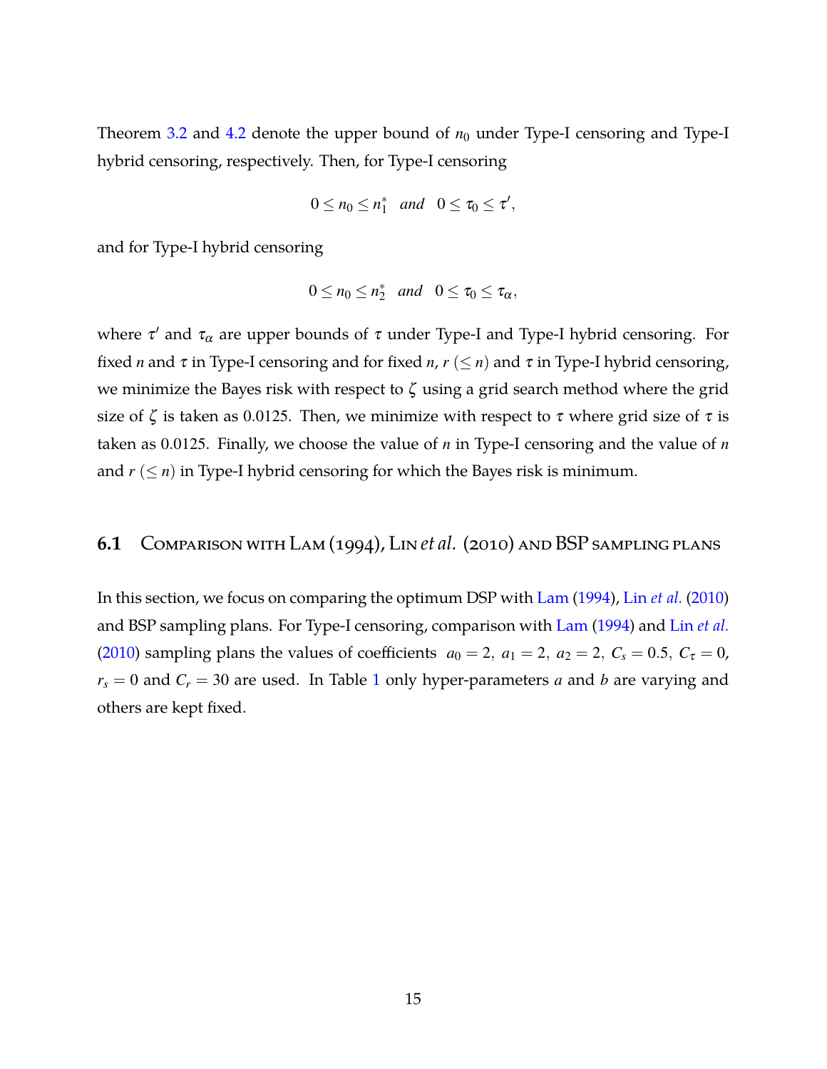Theorem 3.2 and 4.2 denote the upper bound of $n_0$ under Type-I censoring and Type-I hybrid censoring, respectively. Then, for Type-I censoring

$$0 \leq n_0 \leq n_1^* \quad and \quad 0 \leq \tau_0 \leq \tau',$$

and for Type-I hybrid censoring

$$0 \leq n_0 \leq n_2^* \quad and \quad 0 \leq \tau_0 \leq \tau_\alpha,$$

where $\tau'$ and $\tau_\alpha$ are upper bounds of $\tau$ under Type-I and Type-I hybrid censoring. For fixed $n$ and $\tau$ in Type-I censoring and for fixed $n$, $r$ $(\leq n)$ and $\tau$ in Type-I hybrid censoring, we minimize the Bayes risk with respect to $\zeta$ using a grid search method where the grid size of $\zeta$ is taken as 0.0125. Then, we minimize with respect to $\tau$ where grid size of $\tau$ is taken as 0.0125. Finally, we choose the value of $n$ in Type-I censoring and the value of $n$ and $r$ $(\leq n)$ in Type-I hybrid censoring for which the Bayes risk is minimum.

### 6.1 Comparison with Lam (1994), Lin *et al.* (2010) and BSP sampling plans

In this section, we focus on comparing the optimum DSP with Lam (1994), Lin *et al.* (2010) and BSP sampling plans. For Type-I censoring, comparison with Lam (1994) and Lin *et al.* (2010) sampling plans the values of coefficients $a_0 = 2,\ a_1 = 2,\ a_2 = 2,\ C_s = 0.5,\ C_\tau = 0,$ $r_s = 0$ and $C_r = 30$ are used. In Table 1 only hyper-parameters $a$ and $b$ are varying and others are kept fixed.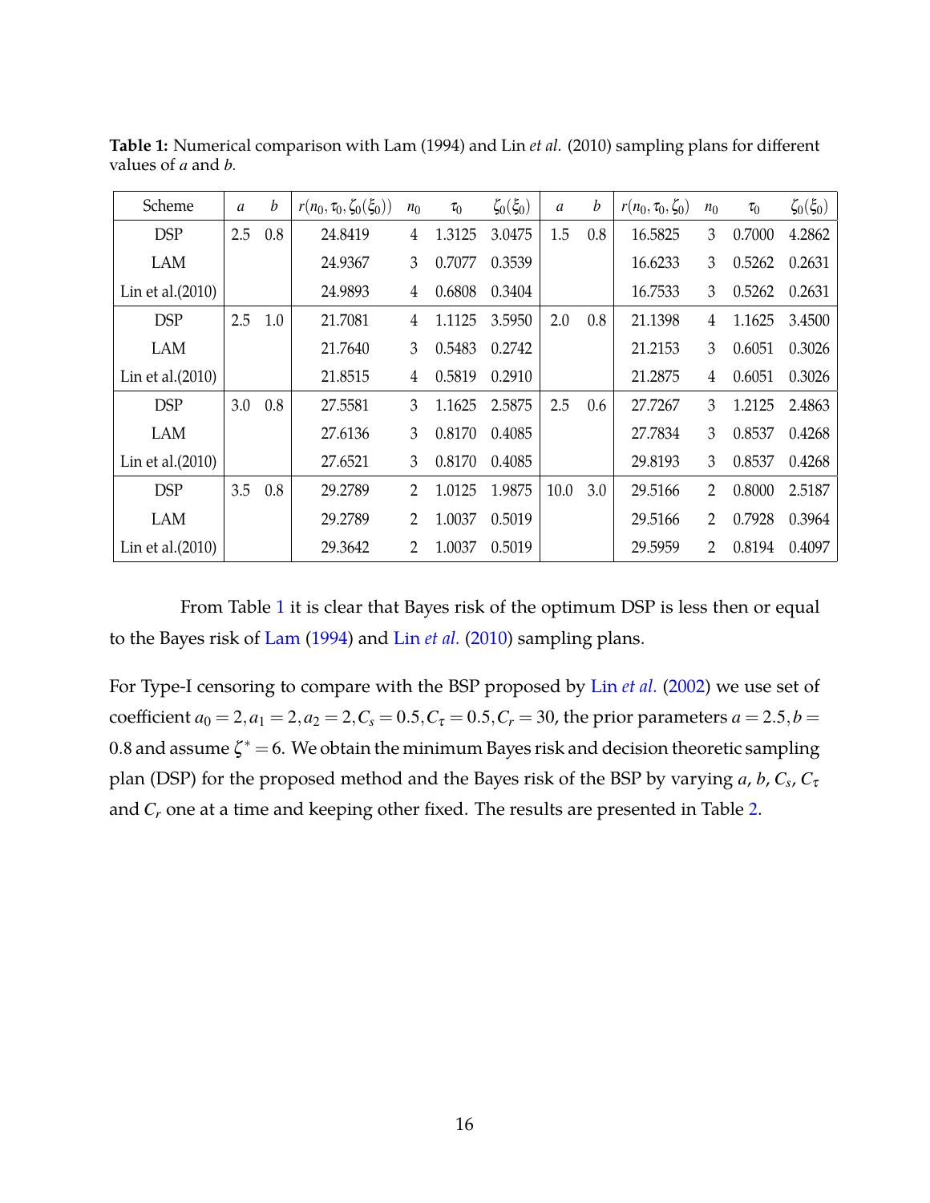**Table 1:** Numerical comparison with Lam (1994) and Lin *et al.* (2010) sampling plans for different values of $a$ and $b$.

| Scheme | $a$ | $b$ | $r(n_0, \tau_0, \zeta_0(\xi_0))$ | $n_0$ | $\tau_0$ | $\zeta_0(\xi_0)$ | $a$ | $b$ | $r(n_0, \tau_0, \zeta_0)$ | $n_0$ | $\tau_0$ | $\zeta_0(\xi_0)$ |
|---|---|---|---|---|---|---|---|---|---|---|---|---|
| DSP | 2.5 | 0.8 | 24.8419 | 4 | 1.3125 | 3.0475 | 1.5 | 0.8 | 16.5825 | 3 | 0.7000 | 4.2862 |
| LAM | | | 24.9367 | 3 | 0.7077 | 0.3539 | | | 16.6233 | 3 | 0.5262 | 0.2631 |
| Lin et al.(2010) | | | 24.9893 | 4 | 0.6808 | 0.3404 | | | 16.7533 | 3 | 0.5262 | 0.2631 |
| DSP | 2.5 | 1.0 | 21.7081 | 4 | 1.1125 | 3.5950 | 2.0 | 0.8 | 21.1398 | 4 | 1.1625 | 3.4500 |
| LAM | | | 21.7640 | 3 | 0.5483 | 0.2742 | | | 21.2153 | 3 | 0.6051 | 0.3026 |
| Lin et al.(2010) | | | 21.8515 | 4 | 0.5819 | 0.2910 | | | 21.2875 | 4 | 0.6051 | 0.3026 |
| DSP | 3.0 | 0.8 | 27.5581 | 3 | 1.1625 | 2.5875 | 2.5 | 0.6 | 27.7267 | 3 | 1.2125 | 2.4863 |
| LAM | | | 27.6136 | 3 | 0.8170 | 0.4085 | | | 27.7834 | 3 | 0.8537 | 0.4268 |
| Lin et al.(2010) | | | 27.6521 | 3 | 0.8170 | 0.4085 | | | 29.8193 | 3 | 0.8537 | 0.4268 |
| DSP | 3.5 | 0.8 | 29.2789 | 2 | 1.0125 | 1.9875 | 10.0 | 3.0 | 29.5166 | 2 | 0.8000 | 2.5187 |
| LAM | | | 29.2789 | 2 | 1.0037 | 0.5019 | | | 29.5166 | 2 | 0.7928 | 0.3964 |
| Lin et al.(2010) | | | 29.3642 | 2 | 1.0037 | 0.5019 | | | 29.5959 | 2 | 0.8194 | 0.4097 |

From Table 1 it is clear that Bayes risk of the optimum DSP is less then or equal to the Bayes risk of Lam (1994) and Lin *et al.* (2010) sampling plans.

For Type-I censoring to compare with the BSP proposed by Lin *et al.* (2002) we use set of coefficient $a_0 = 2, a_1 = 2, a_2 = 2, C_s = 0.5, C_\tau = 0.5, C_r = 30$, the prior parameters $a = 2.5, b = 0.8$ and assume $\zeta^* = 6$. We obtain the minimum Bayes risk and decision theoretic sampling plan (DSP) for the proposed method and the Bayes risk of the BSP by varying $a$, $b$, $C_s$, $C_\tau$ and $C_r$ one at a time and keeping other fixed. The results are presented in Table 2.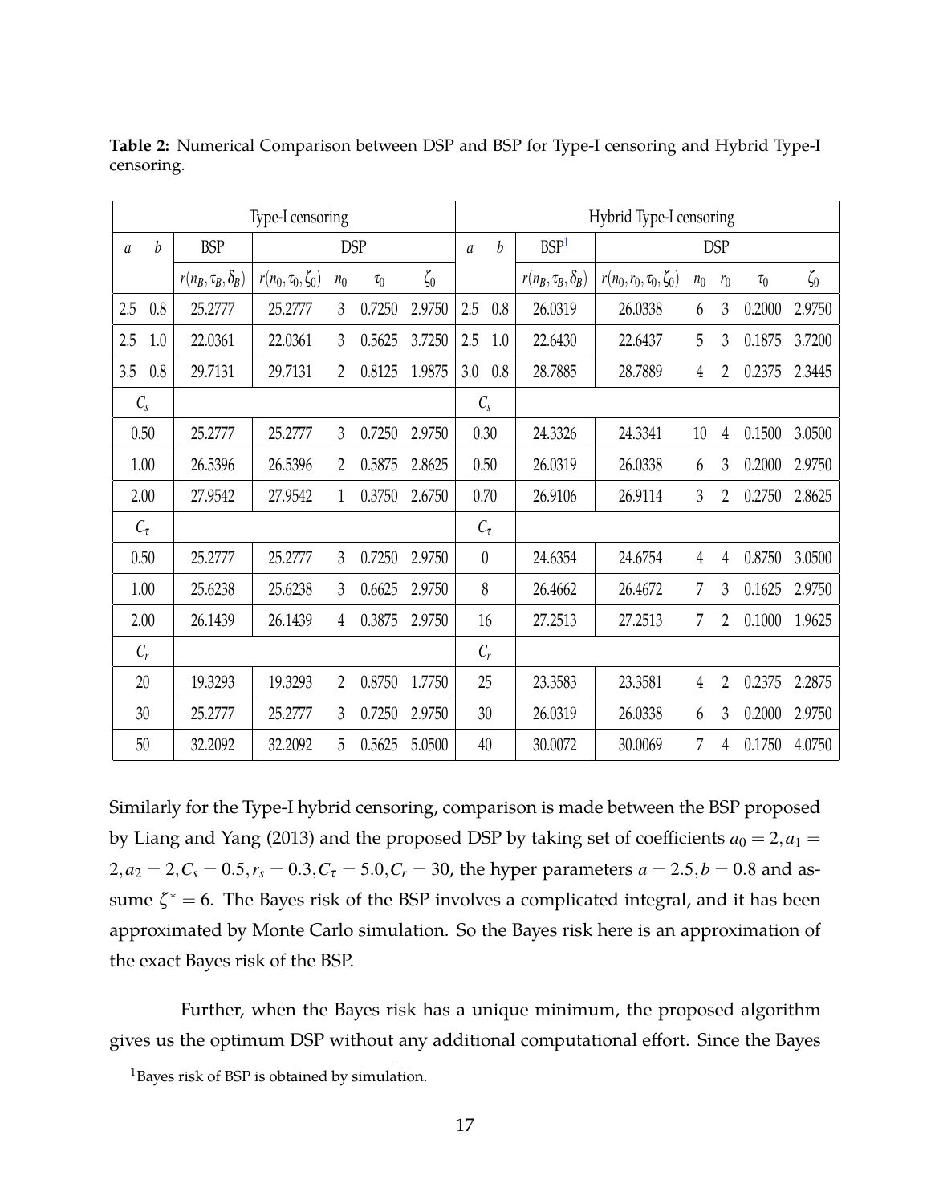**Table 2:** Numerical Comparison between DSP and BSP for Type-I censoring and Hybrid Type-I censoring.

| Type-I censoring | | | | | | | Hybrid Type-I censoring | | | | | | | | |
|---|---|---|---|---|---|---|---|---|---|---|---|---|---|---|---|
| $a$ | $b$ | BSP | DSP | | | | $a$ | $b$ | BSP[1] | DSP | | | | | |
| | | $r(n_B, \tau_B, \delta_B)$ | $r(n_0, \tau_0, \zeta_0)$ | $n_0$ | $\tau_0$ | $\zeta_0$ | | | $r(n_B, \tau_B, \delta_B)$ | $r(n_0, r_0, \tau_0, \zeta_0)$ | $n_0$ | $r_0$ | $\tau_0$ | $\zeta_0$ | |
| 2.5 | 0.8 | 25.2777 | 25.2777 | 3 | 0.7250 | 2.9750 | 2.5 | 0.8 | 26.0319 | 26.0338 | 6 | 3 | 0.2000 | 2.9750 | |
| 2.5 | 1.0 | 22.0361 | 22.0361 | 3 | 0.5625 | 3.7250 | 2.5 | 1.0 | 22.6430 | 22.6437 | 5 | 3 | 0.1875 | 3.7200 | |
| 3.5 | 0.8 | 29.7131 | 29.7131 | 2 | 0.8125 | 1.9875 | 3.0 | 0.8 | 28.7885 | 28.7889 | 4 | 2 | 0.2375 | 2.3445 | |
| $C_s$ | | | | | | | $C_s$ | | | | | | | | |
| 0.50 | | 25.2777 | 25.2777 | 3 | 0.7250 | 2.9750 | 0.30 | | 24.3326 | 24.3341 | 10 | 4 | 0.1500 | 3.0500 | |
| 1.00 | | 26.5396 | 26.5396 | 2 | 0.5875 | 2.8625 | 0.50 | | 26.0319 | 26.0338 | 6 | 3 | 0.2000 | 2.9750 | |
| 2.00 | | 27.9542 | 27.9542 | 1 | 0.3750 | 2.6750 | 0.70 | | 26.9106 | 26.9114 | 3 | 2 | 0.2750 | 2.8625 | |
| $C_\tau$ | | | | | | | $C_\tau$ | | | | | | | | |
| 0.50 | | 25.2777 | 25.2777 | 3 | 0.7250 | 2.9750 | 0 | | 24.6354 | 24.6754 | 4 | 4 | 0.8750 | 3.0500 | |
| 1.00 | | 25.6238 | 25.6238 | 3 | 0.6625 | 2.9750 | 8 | | 26.4662 | 26.4672 | 7 | 3 | 0.1625 | 2.9750 | |
| 2.00 | | 26.1439 | 26.1439 | 4 | 0.3875 | 2.9750 | 16 | | 27.2513 | 27.2513 | 7 | 2 | 0.1000 | 1.9625 | |
| $C_r$ | | | | | | | $C_r$ | | | | | | | | |
| 20 | | 19.3293 | 19.3293 | 2 | 0.8750 | 1.7750 | 25 | | 23.3583 | 23.3581 | 4 | 2 | 0.2375 | 2.2875 | |
| 30 | | 25.2777 | 25.2777 | 3 | 0.7250 | 2.9750 | 30 | | 26.0319 | 26.0338 | 6 | 3 | 0.2000 | 2.9750 | |
| 50 | | 32.2092 | 32.2092 | 5 | 0.5625 | 5.0500 | 40 | | 30.0072 | 30.0069 | 7 | 4 | 0.1750 | 4.0750 | |

Similarly for the Type-I hybrid censoring, comparison is made between the BSP proposed by Liang and Yang (2013) and the proposed DSP by taking set of coefficients $a_0 = 2, a_1 = 2, a_2 = 2, C_s = 0.5, r_s = 0.3, C_\tau = 5.0, C_r = 30$, the hyper parameters $a = 2.5, b = 0.8$ and assume $\zeta^* = 6$. The Bayes risk of the BSP involves a complicated integral, and it has been approximated by Monte Carlo simulation. So the Bayes risk here is an approximation of the exact Bayes risk of the BSP.

Further, when the Bayes risk has a unique minimum, the proposed algorithm gives us the optimum DSP without any additional computational effort. Since the Bayes

[1] Bayes risk of BSP is obtained by simulation.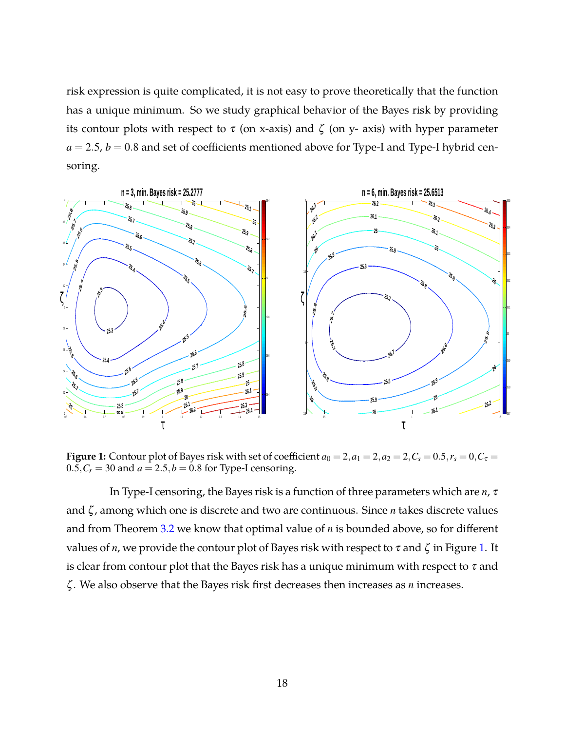risk expression is quite complicated, it is not easy to prove theoretically that the function has a unique minimum. So we study graphical behavior of the Bayes risk by providing its contour plots with respect to $\tau$ (on x-axis) and $\zeta$ (on y- axis) with hyper parameter $a = 2.5$, $b = 0.8$ and set of coefficients mentioned above for Type-I and Type-I hybrid censoring.

**Figure 1:** Contour plot of Bayes risk with set of coefficient $a_0 = 2, a_1 = 2, a_2 = 2, C_s = 0.5, r_s = 0, C_\tau = 0.5, C_r = 30$ and $a = 2.5, b = 0.8$ for Type-I censoring.

In Type-I censoring, the Bayes risk is a function of three parameters which are $n$, $\tau$ and $\zeta$, among which one is discrete and two are continuous. Since $n$ takes discrete values and from Theorem 3.2 we know that optimal value of $n$ is bounded above, so for different values of $n$, we provide the contour plot of Bayes risk with respect to $\tau$ and $\zeta$ in Figure 1. It is clear from contour plot that the Bayes risk has a unique minimum with respect to $\tau$ and $\zeta$. We also observe that the Bayes risk first decreases then increases as $n$ increases.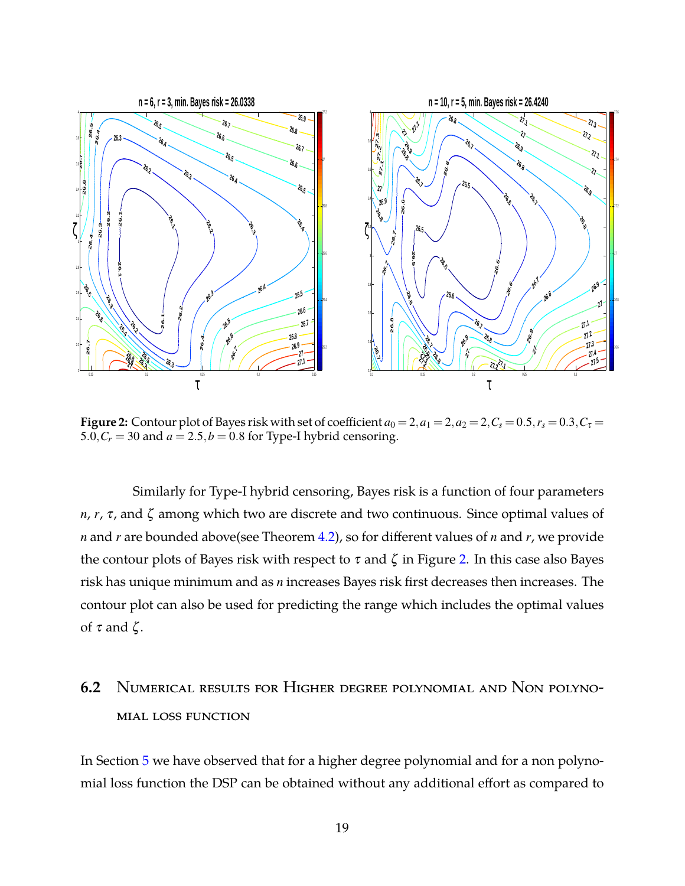**Figure 2:** Contour plot of Bayes risk with set of coefficient $a_0 = 2, a_1 = 2, a_2 = 2, C_s = 0.5, r_s = 0.3, C_\tau = 5.0, C_r = 30$ and $a = 2.5, b = 0.8$ for Type-I hybrid censoring.

Similarly for Type-I hybrid censoring, Bayes risk is a function of four parameters $n$, $r$, $\tau$, and $\zeta$ among which two are discrete and two continuous. Since optimal values of $n$ and $r$ are bounded above(see Theorem 4.2), so for different values of $n$ and $r$, we provide the contour plots of Bayes risk with respect to $\tau$ and $\zeta$ in Figure 2. In this case also Bayes risk has unique minimum and as $n$ increases Bayes risk first decreases then increases. The contour plot can also be used for predicting the range which includes the optimal values of $\tau$ and $\zeta$.

## 6.2 Numerical results for Higher degree polynomial and Non polynomial loss function

In Section 5 we have observed that for a higher degree polynomial and for a non polynomial loss function the DSP can be obtained without any additional effort as compared to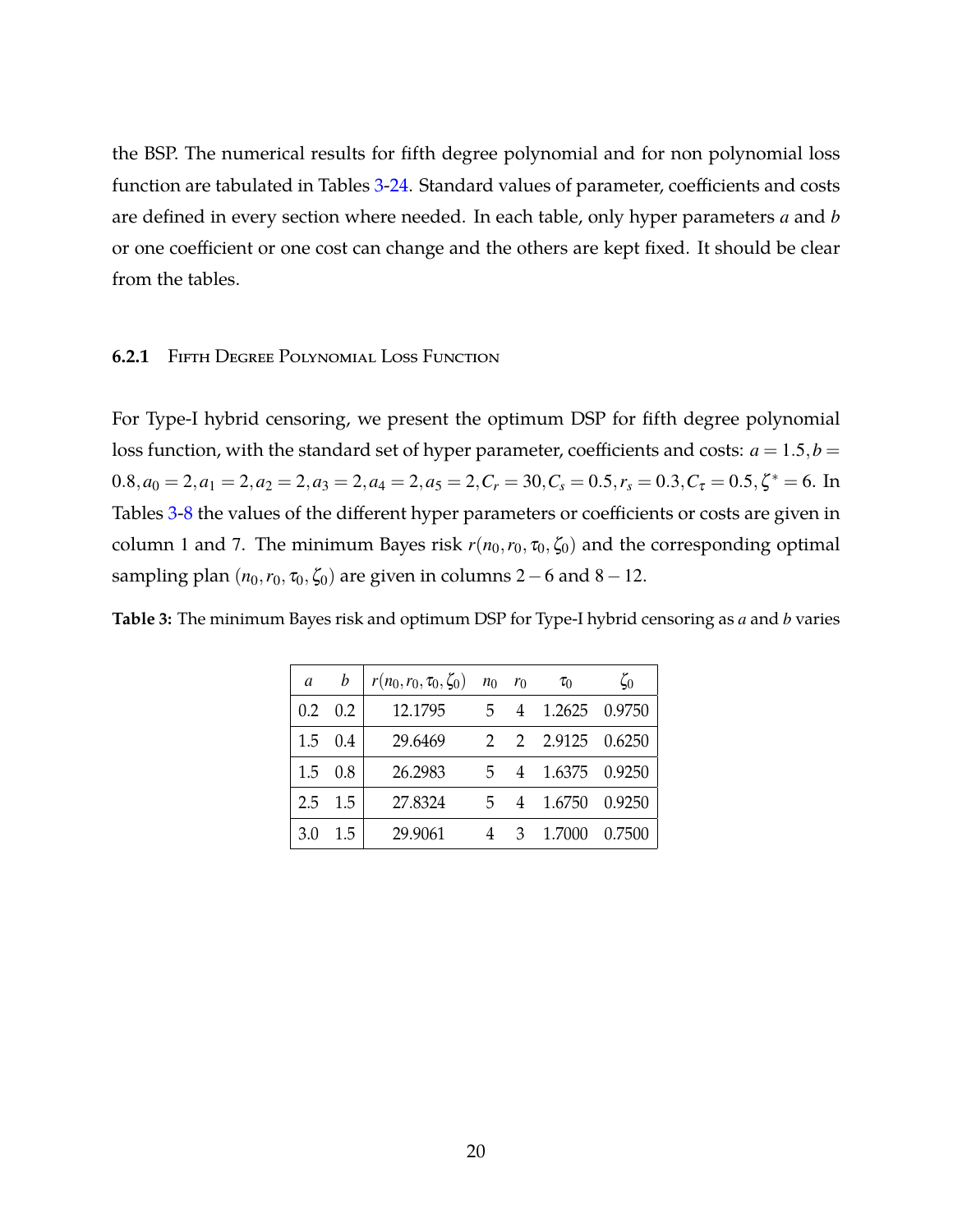the BSP. The numerical results for fifth degree polynomial and for non polynomial loss function are tabulated in Tables 3-24. Standard values of parameter, coefficients and costs are defined in every section where needed. In each table, only hyper parameters $a$ and $b$ or one coefficient or one cost can change and the others are kept fixed. It should be clear from the tables.

### 6.2.1 Fifth Degree Polynomial Loss Function

For Type-I hybrid censoring, we present the optimum DSP for fifth degree polynomial loss function, with the standard set of hyper parameter, coefficients and costs: $a = 1.5, b = 0.8, a_0 = 2, a_1 = 2, a_2 = 2, a_3 = 2, a_4 = 2, a_5 = 2, C_r = 30, C_s = 0.5, r_s = 0.3, C_\tau = 0.5, \zeta^* = 6$. In Tables 3-8 the values of the different hyper parameters or coefficients or costs are given in column 1 and 7. The minimum Bayes risk $r(n_0, r_0, \tau_0, \zeta_0)$ and the corresponding optimal sampling plan $(n_0, r_0, \tau_0, \zeta_0)$ are given in columns $2-6$ and $8-12$.

**Table 3:** The minimum Bayes risk and optimum DSP for Type-I hybrid censoring as $a$ and $b$ varies

| $a$ | $b$ | $r(n_0, r_0, \tau_0, \zeta_0)$ | $n_0$ | $r_0$ | $\tau_0$ | $\zeta_0$ |
|---|---|---|---|---|---|---|
| 0.2 | 0.2 | 12.1795 | 5 | 4 | 1.2625 | 0.9750 |
| 1.5 | 0.4 | 29.6469 | 2 | 2 | 2.9125 | 0.6250 |
| 1.5 | 0.8 | 26.2983 | 5 | 4 | 1.6375 | 0.9250 |
| 2.5 | 1.5 | 27.8324 | 5 | 4 | 1.6750 | 0.9250 |
| 3.0 | 1.5 | 29.9061 | 4 | 3 | 1.7000 | 0.7500 |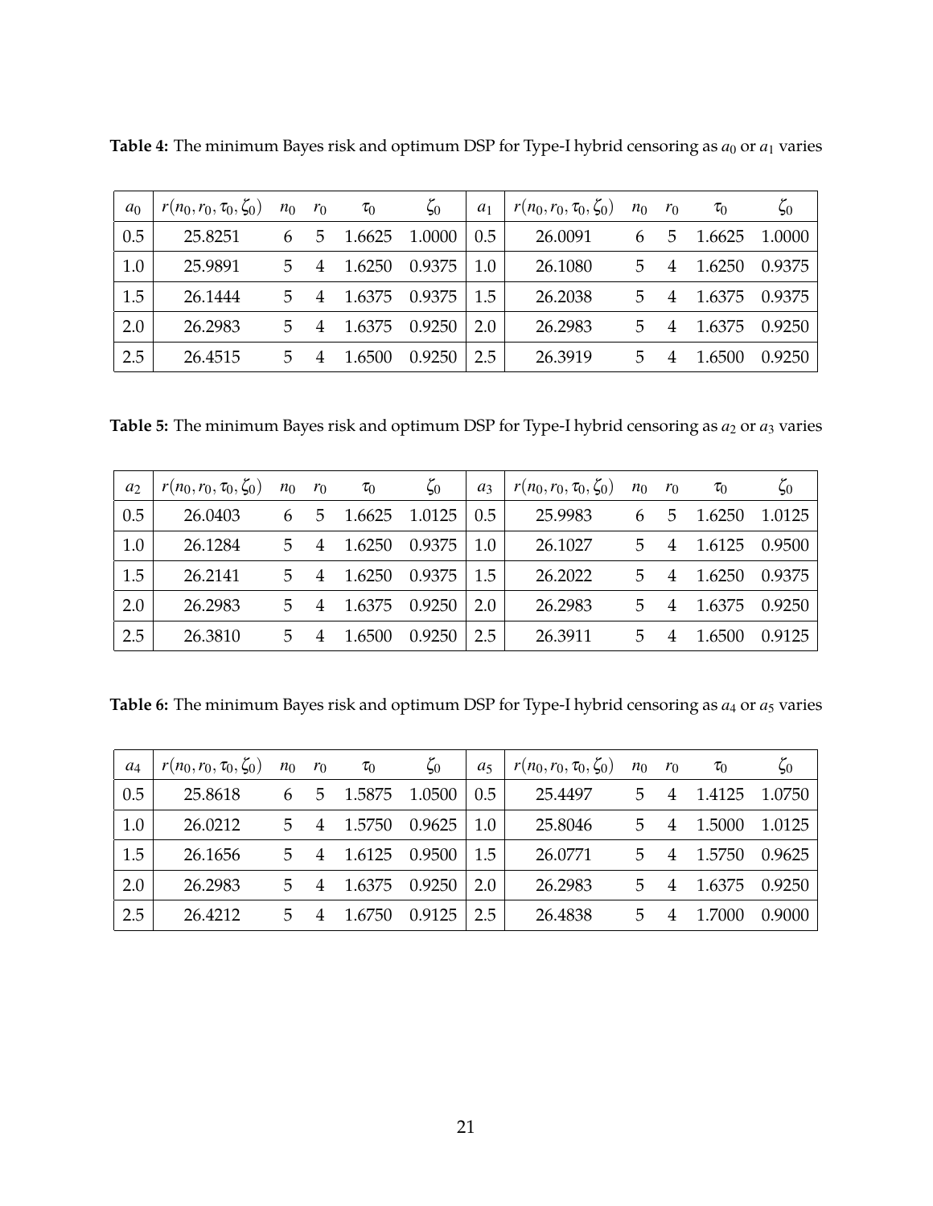**Table 4:** The minimum Bayes risk and optimum DSP for Type-I hybrid censoring as $a_0$ or $a_1$ varies

| $a_0$ | $r(n_0, r_0, \tau_0, \zeta_0)$ | $n_0$ | $r_0$ | $\tau_0$ | $\zeta_0$ | $a_1$ | $r(n_0, r_0, \tau_0, \zeta_0)$ | $n_0$ | $r_0$ | $\tau_0$ | $\zeta_0$ |
|---|---|---|---|---|---|---|---|---|---|---|---|
| 0.5 | 25.8251 | 6 | 5 | 1.6625 | 1.0000 | 0.5 | 26.0091 | 6 | 5 | 1.6625 | 1.0000 |
| 1.0 | 25.9891 | 5 | 4 | 1.6250 | 0.9375 | 1.0 | 26.1080 | 5 | 4 | 1.6250 | 0.9375 |
| 1.5 | 26.1444 | 5 | 4 | 1.6375 | 0.9375 | 1.5 | 26.2038 | 5 | 4 | 1.6375 | 0.9375 |
| 2.0 | 26.2983 | 5 | 4 | 1.6375 | 0.9250 | 2.0 | 26.2983 | 5 | 4 | 1.6375 | 0.9250 |
| 2.5 | 26.4515 | 5 | 4 | 1.6500 | 0.9250 | 2.5 | 26.3919 | 5 | 4 | 1.6500 | 0.9250 |

**Table 5:** The minimum Bayes risk and optimum DSP for Type-I hybrid censoring as $a_2$ or $a_3$ varies

| $a_2$ | $r(n_0, r_0, \tau_0, \zeta_0)$ | $n_0$ | $r_0$ | $\tau_0$ | $\zeta_0$ | $a_3$ | $r(n_0, r_0, \tau_0, \zeta_0)$ | $n_0$ | $r_0$ | $\tau_0$ | $\zeta_0$ |
|---|---|---|---|---|---|---|---|---|---|---|---|
| 0.5 | 26.0403 | 6 | 5 | 1.6625 | 1.0125 | 0.5 | 25.9983 | 6 | 5 | 1.6250 | 1.0125 |
| 1.0 | 26.1284 | 5 | 4 | 1.6250 | 0.9375 | 1.0 | 26.1027 | 5 | 4 | 1.6125 | 0.9500 |
| 1.5 | 26.2141 | 5 | 4 | 1.6250 | 0.9375 | 1.5 | 26.2022 | 5 | 4 | 1.6250 | 0.9375 |
| 2.0 | 26.2983 | 5 | 4 | 1.6375 | 0.9250 | 2.0 | 26.2983 | 5 | 4 | 1.6375 | 0.9250 |
| 2.5 | 26.3810 | 5 | 4 | 1.6500 | 0.9250 | 2.5 | 26.3911 | 5 | 4 | 1.6500 | 0.9125 |

**Table 6:** The minimum Bayes risk and optimum DSP for Type-I hybrid censoring as $a_4$ or $a_5$ varies

| $a_4$ | $r(n_0, r_0, \tau_0, \zeta_0)$ | $n_0$ | $r_0$ | $\tau_0$ | $\zeta_0$ | $a_5$ | $r(n_0, r_0, \tau_0, \zeta_0)$ | $n_0$ | $r_0$ | $\tau_0$ | $\zeta_0$ |
|---|---|---|---|---|---|---|---|---|---|---|---|
| 0.5 | 25.8618 | 6 | 5 | 1.5875 | 1.0500 | 0.5 | 25.4497 | 5 | 4 | 1.4125 | 1.0750 |
| 1.0 | 26.0212 | 5 | 4 | 1.5750 | 0.9625 | 1.0 | 25.8046 | 5 | 4 | 1.5000 | 1.0125 |
| 1.5 | 26.1656 | 5 | 4 | 1.6125 | 0.9500 | 1.5 | 26.0771 | 5 | 4 | 1.5750 | 0.9625 |
| 2.0 | 26.2983 | 5 | 4 | 1.6375 | 0.9250 | 2.0 | 26.2983 | 5 | 4 | 1.6375 | 0.9250 |
| 2.5 | 26.4212 | 5 | 4 | 1.6750 | 0.9125 | 2.5 | 26.4838 | 5 | 4 | 1.7000 | 0.9000 |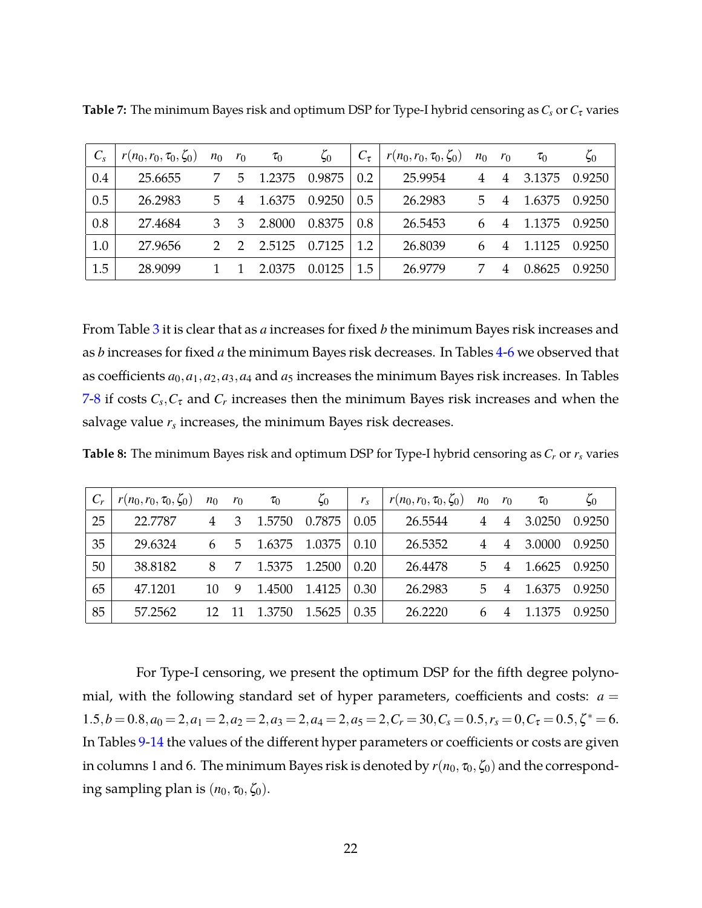**Table 7:** The minimum Bayes risk and optimum DSP for Type-I hybrid censoring as $C_s$ or $C_\tau$ varies

| $C_s$ | $r(n_0, r_0, \tau_0, \zeta_0)$ | $n_0$ | $r_0$ | $\tau_0$ | $\zeta_0$ | $C_\tau$ | $r(n_0, r_0, \tau_0, \zeta_0)$ | $n_0$ | $r_0$ | $\tau_0$ | $\zeta_0$ |
|---|---|---|---|---|---|---|---|---|---|---|---|
| 0.4 | 25.6655 | 7 | 5 | 1.2375 | 0.9875 | 0.2 | 25.9954 | 4 | 4 | 3.1375 | 0.9250 |
| 0.5 | 26.2983 | 5 | 4 | 1.6375 | 0.9250 | 0.5 | 26.2983 | 5 | 4 | 1.6375 | 0.9250 |
| 0.8 | 27.4684 | 3 | 3 | 2.8000 | 0.8375 | 0.8 | 26.5453 | 6 | 4 | 1.1375 | 0.9250 |
| 1.0 | 27.9656 | 2 | 2 | 2.5125 | 0.7125 | 1.2 | 26.8039 | 6 | 4 | 1.1125 | 0.9250 |
| 1.5 | 28.9099 | 1 | 1 | 2.0375 | 0.0125 | 1.5 | 26.9779 | 7 | 4 | 0.8625 | 0.9250 |

From Table 3 it is clear that as $a$ increases for fixed $b$ the minimum Bayes risk increases and as $b$ increases for fixed $a$ the minimum Bayes risk decreases. In Tables 4-6 we observed that as coefficients $a_0, a_1, a_2, a_3, a_4$ and $a_5$ increases the minimum Bayes risk increases. In Tables 7-8 if costs $C_s, C_\tau$ and $C_r$ increases then the minimum Bayes risk increases and when the salvage value $r_s$ increases, the minimum Bayes risk decreases.

**Table 8:** The minimum Bayes risk and optimum DSP for Type-I hybrid censoring as $C_r$ or $r_s$ varies

| $C_r$ | $r(n_0, r_0, \tau_0, \zeta_0)$ | $n_0$ | $r_0$ | $\tau_0$ | $\zeta_0$ | $r_s$ | $r(n_0, r_0, \tau_0, \zeta_0)$ | $n_0$ | $r_0$ | $\tau_0$ | $\zeta_0$ |
|---|---|---|---|---|---|---|---|---|---|---|---|
| 25 | 22.7787 | 4 | 3 | 1.5750 | 0.7875 | 0.05 | 26.5544 | 4 | 4 | 3.0250 | 0.9250 |
| 35 | 29.6324 | 6 | 5 | 1.6375 | 1.0375 | 0.10 | 26.5352 | 4 | 4 | 3.0000 | 0.9250 |
| 50 | 38.8182 | 8 | 7 | 1.5375 | 1.2500 | 0.20 | 26.4478 | 5 | 4 | 1.6625 | 0.9250 |
| 65 | 47.1201 | 10 | 9 | 1.4500 | 1.4125 | 0.30 | 26.2983 | 5 | 4 | 1.6375 | 0.9250 |
| 85 | 57.2562 | 12 | 11 | 1.3750 | 1.5625 | 0.35 | 26.2220 | 6 | 4 | 1.1375 | 0.9250 |

For Type-I censoring, we present the optimum DSP for the fifth degree polynomial, with the following standard set of hyper parameters, coefficients and costs: $a = 1.5, b = 0.8, a_0 = 2, a_1 = 2, a_2 = 2, a_3 = 2, a_4 = 2, a_5 = 2, C_r = 30, C_s = 0.5, r_s = 0, C_\tau = 0.5, \zeta^* = 6$. In Tables 9-14 the values of the different hyper parameters or coefficients or costs are given in columns 1 and 6. The minimum Bayes risk is denoted by $r(n_0, \tau_0, \zeta_0)$ and the corresponding sampling plan is $(n_0, \tau_0, \zeta_0)$.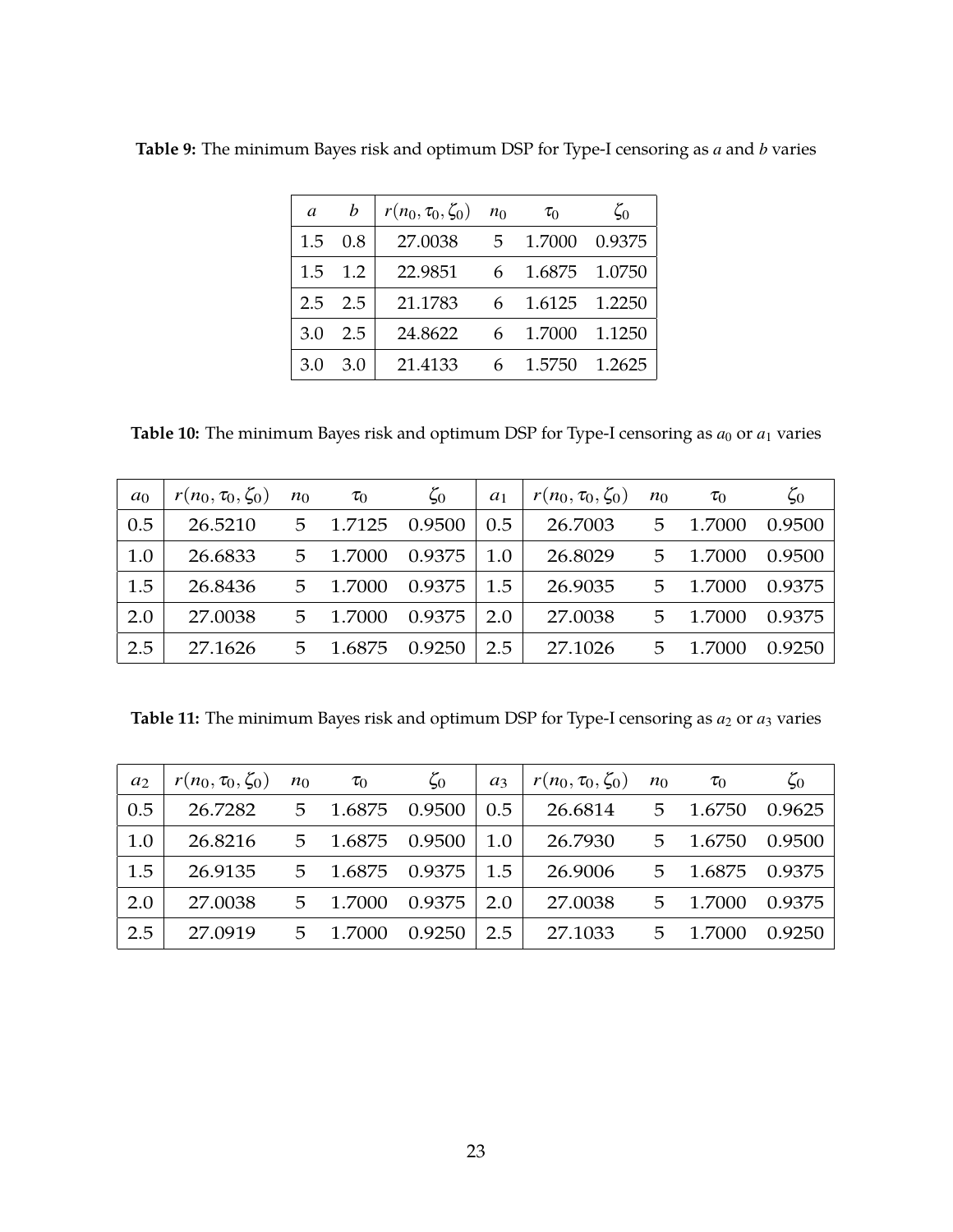**Table 9:** The minimum Bayes risk and optimum DSP for Type-I censoring as $a$ and $b$ varies

| $a$ | $b$ | $r(n_0, \tau_0, \zeta_0)$ | $n_0$ | $\tau_0$ | $\zeta_0$ |
|---|---|---|---|---|---|
| 1.5 | 0.8 | 27.0038 | 5 | 1.7000 | 0.9375 |
| 1.5 | 1.2 | 22.9851 | 6 | 1.6875 | 1.0750 |
| 2.5 | 2.5 | 21.1783 | 6 | 1.6125 | 1.2250 |
| 3.0 | 2.5 | 24.8622 | 6 | 1.7000 | 1.1250 |
| 3.0 | 3.0 | 21.4133 | 6 | 1.5750 | 1.2625 |

**Table 10:** The minimum Bayes risk and optimum DSP for Type-I censoring as $a_0$ or $a_1$ varies

| $a_0$ | $r(n_0, \tau_0, \zeta_0)$ | $n_0$ | $\tau_0$ | $\zeta_0$ | $a_1$ | $r(n_0, \tau_0, \zeta_0)$ | $n_0$ | $\tau_0$ | $\zeta_0$ |
|---|---|---|---|---|---|---|---|---|---|
| 0.5 | 26.5210 | 5 | 1.7125 | 0.9500 | 0.5 | 26.7003 | 5 | 1.7000 | 0.9500 |
| 1.0 | 26.6833 | 5 | 1.7000 | 0.9375 | 1.0 | 26.8029 | 5 | 1.7000 | 0.9500 |
| 1.5 | 26.8436 | 5 | 1.7000 | 0.9375 | 1.5 | 26.9035 | 5 | 1.7000 | 0.9375 |
| 2.0 | 27.0038 | 5 | 1.7000 | 0.9375 | 2.0 | 27.0038 | 5 | 1.7000 | 0.9375 |
| 2.5 | 27.1626 | 5 | 1.6875 | 0.9250 | 2.5 | 27.1026 | 5 | 1.7000 | 0.9250 |

**Table 11:** The minimum Bayes risk and optimum DSP for Type-I censoring as $a_2$ or $a_3$ varies

| $a_2$ | $r(n_0, \tau_0, \zeta_0)$ | $n_0$ | $\tau_0$ | $\zeta_0$ | $a_3$ | $r(n_0, \tau_0, \zeta_0)$ | $n_0$ | $\tau_0$ | $\zeta_0$ |
|---|---|---|---|---|---|---|---|---|---|
| 0.5 | 26.7282 | 5 | 1.6875 | 0.9500 | 0.5 | 26.6814 | 5 | 1.6750 | 0.9625 |
| 1.0 | 26.8216 | 5 | 1.6875 | 0.9500 | 1.0 | 26.7930 | 5 | 1.6750 | 0.9500 |
| 1.5 | 26.9135 | 5 | 1.6875 | 0.9375 | 1.5 | 26.9006 | 5 | 1.6875 | 0.9375 |
| 2.0 | 27.0038 | 5 | 1.7000 | 0.9375 | 2.0 | 27.0038 | 5 | 1.7000 | 0.9375 |
| 2.5 | 27.0919 | 5 | 1.7000 | 0.9250 | 2.5 | 27.1033 | 5 | 1.7000 | 0.9250 |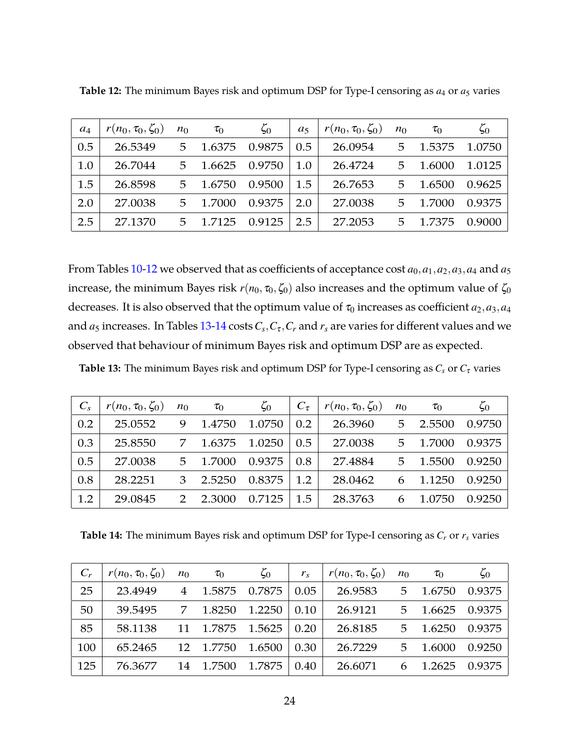**Table 12:** The minimum Bayes risk and optimum DSP for Type-I censoring as $a_4$ or $a_5$ varies

| $a_4$ | $r(n_0, \tau_0, \zeta_0)$ | $n_0$ | $\tau_0$ | $\zeta_0$ | $a_5$ | $r(n_0, \tau_0, \zeta_0)$ | $n_0$ | $\tau_0$ | $\zeta_0$ |
|---|---|---|---|---|---|---|---|---|---|
| 0.5 | 26.5349 | 5 | 1.6375 | 0.9875 | 0.5 | 26.0954 | 5 | 1.5375 | 1.0750 |
| 1.0 | 26.7044 | 5 | 1.6625 | 0.9750 | 1.0 | 26.4724 | 5 | 1.6000 | 1.0125 |
| 1.5 | 26.8598 | 5 | 1.6750 | 0.9500 | 1.5 | 26.7653 | 5 | 1.6500 | 0.9625 |
| 2.0 | 27.0038 | 5 | 1.7000 | 0.9375 | 2.0 | 27.0038 | 5 | 1.7000 | 0.9375 |
| 2.5 | 27.1370 | 5 | 1.7125 | 0.9125 | 2.5 | 27.2053 | 5 | 1.7375 | 0.9000 |

From Tables 10-12 we observed that as coefficients of acceptance cost $a_0, a_1, a_2, a_3, a_4$ and $a_5$ increase, the minimum Bayes risk $r(n_0, \tau_0, \zeta_0)$ also increases and the optimum value of $\zeta_0$ decreases. It is also observed that the optimum value of $\tau_0$ increases as coefficient $a_2, a_3, a_4$ and $a_5$ increases. In Tables 13-14 costs $C_s, C_\tau, C_r$ and $r_s$ are varies for different values and we observed that behaviour of minimum Bayes risk and optimum DSP are as expected.

**Table 13:** The minimum Bayes risk and optimum DSP for Type-I censoring as $C_s$ or $C_\tau$ varies

| $C_s$ | $r(n_0, \tau_0, \zeta_0)$ | $n_0$ | $\tau_0$ | $\zeta_0$ | $C_\tau$ | $r(n_0, \tau_0, \zeta_0)$ | $n_0$ | $\tau_0$ | $\zeta_0$ |
|---|---|---|---|---|---|---|---|---|---|
| 0.2 | 25.0552 | 9 | 1.4750 | 1.0750 | 0.2 | 26.3960 | 5 | 2.5500 | 0.9750 |
| 0.3 | 25.8550 | 7 | 1.6375 | 1.0250 | 0.5 | 27.0038 | 5 | 1.7000 | 0.9375 |
| 0.5 | 27.0038 | 5 | 1.7000 | 0.9375 | 0.8 | 27.4884 | 5 | 1.5500 | 0.9250 |
| 0.8 | 28.2251 | 3 | 2.5250 | 0.8375 | 1.2 | 28.0462 | 6 | 1.1250 | 0.9250 |
| 1.2 | 29.0845 | 2 | 2.3000 | 0.7125 | 1.5 | 28.3763 | 6 | 1.0750 | 0.9250 |

**Table 14:** The minimum Bayes risk and optimum DSP for Type-I censoring as $C_r$ or $r_s$ varies

| $C_r$ | $r(n_0, \tau_0, \zeta_0)$ | $n_0$ | $\tau_0$ | $\zeta_0$ | $r_s$ | $r(n_0, \tau_0, \zeta_0)$ | $n_0$ | $\tau_0$ | $\zeta_0$ |
|---|---|---|---|---|---|---|---|---|---|
| 25 | 23.4949 | 4 | 1.5875 | 0.7875 | 0.05 | 26.9583 | 5 | 1.6750 | 0.9375 |
| 50 | 39.5495 | 7 | 1.8250 | 1.2250 | 0.10 | 26.9121 | 5 | 1.6625 | 0.9375 |
| 85 | 58.1138 | 11 | 1.7875 | 1.5625 | 0.20 | 26.8185 | 5 | 1.6250 | 0.9375 |
| 100 | 65.2465 | 12 | 1.7750 | 1.6500 | 0.30 | 26.7229 | 5 | 1.6000 | 0.9250 |
| 125 | 76.3677 | 14 | 1.7500 | 1.7875 | 0.40 | 26.6071 | 6 | 1.2625 | 0.9375 |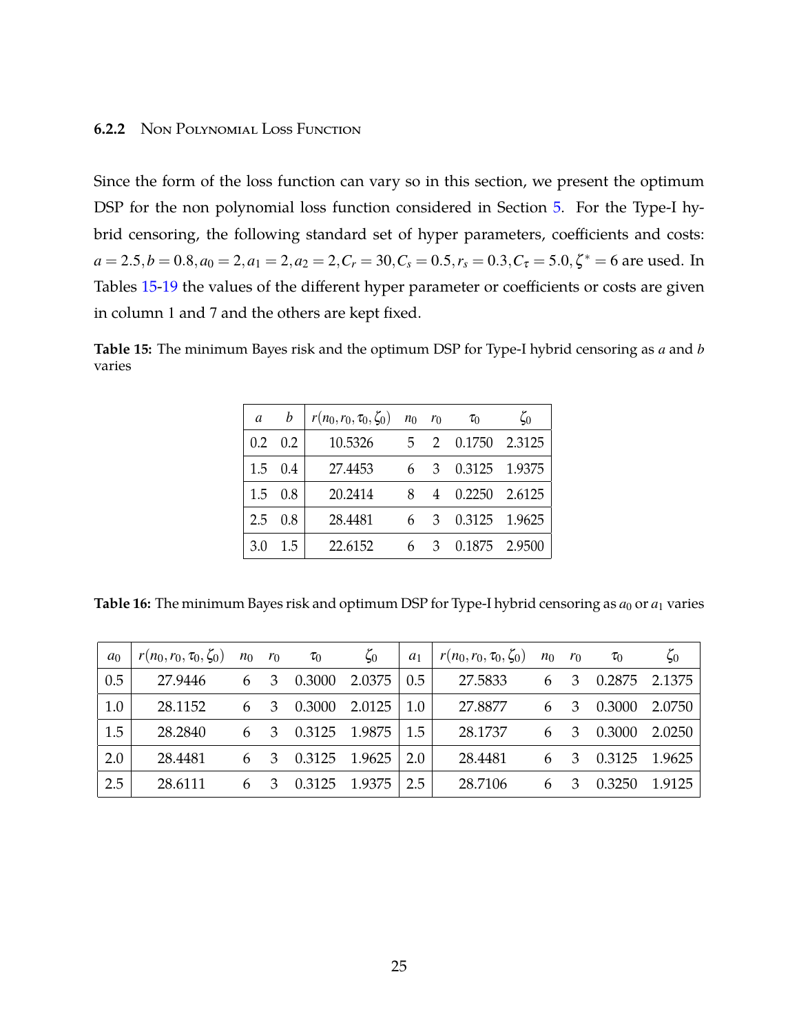#### 6.2.2 Non Polynomial Loss Function

Since the form of the loss function can vary so in this section, we present the optimum DSP for the non polynomial loss function considered in Section 5. For the Type-I hybrid censoring, the following standard set of hyper parameters, coefficients and costs: $a = 2.5, b = 0.8, a_0 = 2, a_1 = 2, a_2 = 2, C_r = 30, C_s = 0.5, r_s = 0.3, C_\tau = 5.0, \zeta^* = 6$ are used. In Tables 15-19 the values of the different hyper parameter or coefficients or costs are given in column 1 and 7 and the others are kept fixed.

**Table 15:** The minimum Bayes risk and the optimum DSP for Type-I hybrid censoring as $a$ and $b$ varies

| $a$ | $b$ | $r(n_0, r_0, \tau_0, \zeta_0)$ | $n_0$ | $r_0$ | $\tau_0$ | $\zeta_0$ |
|---|---|---|---|---|---|---|
| 0.2 | 0.2 | 10.5326 | 5 | 2 | 0.1750 | 2.3125 |
| 1.5 | 0.4 | 27.4453 | 6 | 3 | 0.3125 | 1.9375 |
| 1.5 | 0.8 | 20.2414 | 8 | 4 | 0.2250 | 2.6125 |
| 2.5 | 0.8 | 28.4481 | 6 | 3 | 0.3125 | 1.9625 |
| 3.0 | 1.5 | 22.6152 | 6 | 3 | 0.1875 | 2.9500 |

**Table 16:** The minimum Bayes risk and optimum DSP for Type-I hybrid censoring as $a_0$ or $a_1$ varies

| $a_0$ | $r(n_0, r_0, \tau_0, \zeta_0)$ | $n_0$ | $r_0$ | $\tau_0$ | $\zeta_0$ | $a_1$ | $r(n_0, r_0, \tau_0, \zeta_0)$ | $n_0$ | $r_0$ | $\tau_0$ | $\zeta_0$ |
|---|---|---|---|---|---|---|---|---|---|---|---|
| 0.5 | 27.9446 | 6 | 3 | 0.3000 | 2.0375 | 0.5 | 27.5833 | 6 | 3 | 0.2875 | 2.1375 |
| 1.0 | 28.1152 | 6 | 3 | 0.3000 | 2.0125 | 1.0 | 27.8877 | 6 | 3 | 0.3000 | 2.0750 |
| 1.5 | 28.2840 | 6 | 3 | 0.3125 | 1.9875 | 1.5 | 28.1737 | 6 | 3 | 0.3000 | 2.0250 |
| 2.0 | 28.4481 | 6 | 3 | 0.3125 | 1.9625 | 2.0 | 28.4481 | 6 | 3 | 0.3125 | 1.9625 |
| 2.5 | 28.6111 | 6 | 3 | 0.3125 | 1.9375 | 2.5 | 28.7106 | 6 | 3 | 0.3250 | 1.9125 |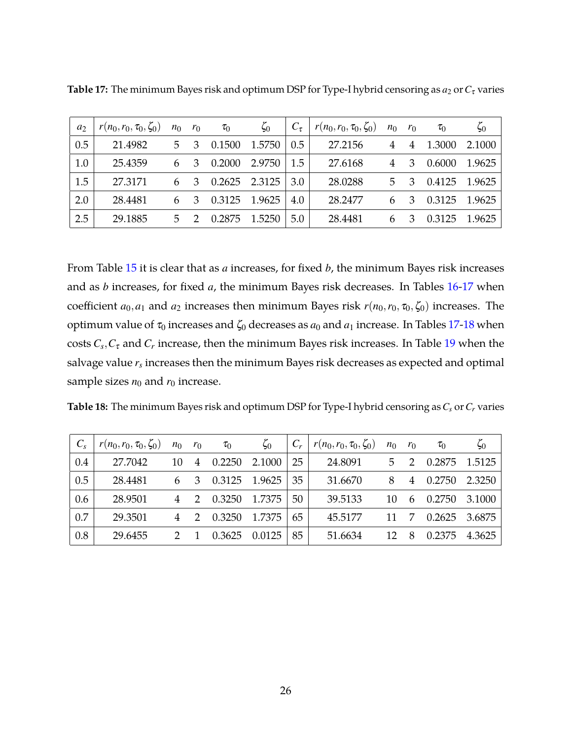**Table 17:** The minimum Bayes risk and optimum DSP for Type-I hybrid censoring as $a_2$ or $C_\tau$ varies

| $a_2$ | $r(n_0, r_0, \tau_0, \zeta_0)$ | $n_0$ | $r_0$ | $\tau_0$ | $\zeta_0$ | $C_\tau$ | $r(n_0, r_0, \tau_0, \zeta_0)$ | $n_0$ | $r_0$ | $\tau_0$ | $\zeta_0$ |
|---|---|---|---|---|---|---|---|---|---|---|---|
| 0.5 | 21.4982 | 5 | 3 | 0.1500 | 1.5750 | 0.5 | 27.2156 | 4 | 4 | 1.3000 | 2.1000 |
| 1.0 | 25.4359 | 6 | 3 | 0.2000 | 2.9750 | 1.5 | 27.6168 | 4 | 3 | 0.6000 | 1.9625 |
| 1.5 | 27.3171 | 6 | 3 | 0.2625 | 2.3125 | 3.0 | 28.0288 | 5 | 3 | 0.4125 | 1.9625 |
| 2.0 | 28.4481 | 6 | 3 | 0.3125 | 1.9625 | 4.0 | 28.2477 | 6 | 3 | 0.3125 | 1.9625 |
| 2.5 | 29.1885 | 5 | 2 | 0.2875 | 1.5250 | 5.0 | 28.4481 | 6 | 3 | 0.3125 | 1.9625 |

From Table 15 it is clear that as $a$ increases, for fixed $b$, the minimum Bayes risk increases and as $b$ increases, for fixed $a$, the minimum Bayes risk decreases. In Tables 16-17 when coefficient $a_0, a_1$ and $a_2$ increases then minimum Bayes risk $r(n_0, r_0, \tau_0, \zeta_0)$ increases. The optimum value of $\tau_0$ increases and $\zeta_0$ decreases as $a_0$ and $a_1$ increase. In Tables 17-18 when costs $C_s, C_\tau$ and $C_r$ increase, then the minimum Bayes risk increases. In Table 19 when the salvage value $r_s$ increases then the minimum Bayes risk decreases as expected and optimal sample sizes $n_0$ and $r_0$ increase.

**Table 18:** The minimum Bayes risk and optimum DSP for Type-I hybrid censoring as $C_s$ or $C_r$ varies

| $C_s$ | $r(n_0, r_0, \tau_0, \zeta_0)$ | $n_0$ | $r_0$ | $\tau_0$ | $\zeta_0$ | $C_r$ | $r(n_0, r_0, \tau_0, \zeta_0)$ | $n_0$ | $r_0$ | $\tau_0$ | $\zeta_0$ |
|---|---|---|---|---|---|---|---|---|---|---|---|
| 0.4 | 27.7042 | 10 | 4 | 0.2250 | 2.1000 | 25 | 24.8091 | 5 | 2 | 0.2875 | 1.5125 |
| 0.5 | 28.4481 | 6 | 3 | 0.3125 | 1.9625 | 35 | 31.6670 | 8 | 4 | 0.2750 | 2.3250 |
| 0.6 | 28.9501 | 4 | 2 | 0.3250 | 1.7375 | 50 | 39.5133 | 10 | 6 | 0.2750 | 3.1000 |
| 0.7 | 29.3501 | 4 | 2 | 0.3250 | 1.7375 | 65 | 45.5177 | 11 | 7 | 0.2625 | 3.6875 |
| 0.8 | 29.6455 | 2 | 1 | 0.3625 | 0.0125 | 85 | 51.6634 | 12 | 8 | 0.2375 | 4.3625 |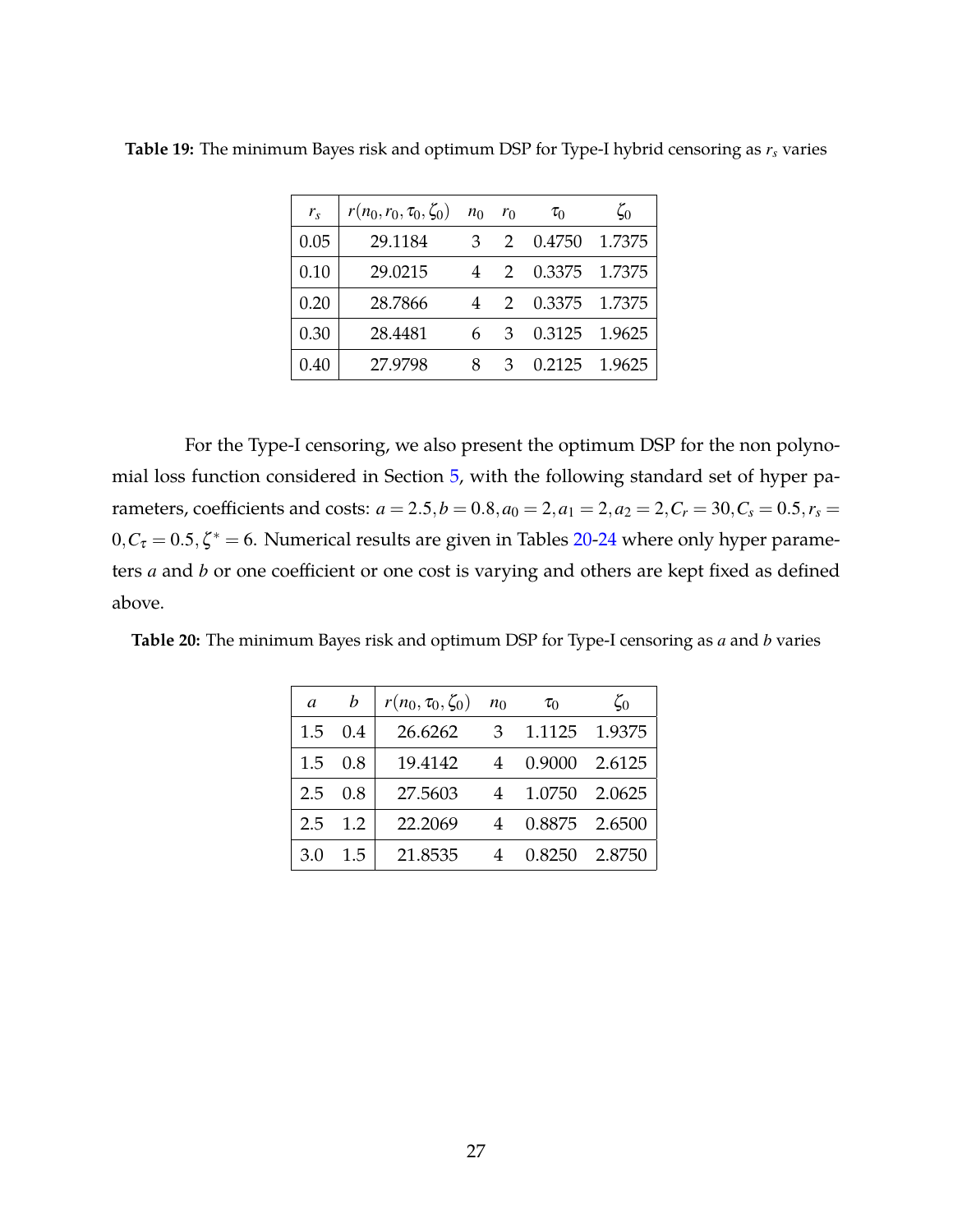**Table 19:** The minimum Bayes risk and optimum DSP for Type-I hybrid censoring as $r_s$ varies

| $r_s$ | $r(n_0, r_0, \tau_0, \zeta_0)$ | $n_0$ | $r_0$ | $\tau_0$ | $\zeta_0$ |
|---|---|---|---|---|---|
| 0.05 | 29.1184 | 3 | 2 | 0.4750 | 1.7375 |
| 0.10 | 29.0215 | 4 | 2 | 0.3375 | 1.7375 |
| 0.20 | 28.7866 | 4 | 2 | 0.3375 | 1.7375 |
| 0.30 | 28.4481 | 6 | 3 | 0.3125 | 1.9625 |
| 0.40 | 27.9798 | 8 | 3 | 0.2125 | 1.9625 |

For the Type-I censoring, we also present the optimum DSP for the non polynomial loss function considered in Section 5, with the following standard set of hyper parameters, coefficients and costs: $a = 2.5, b = 0.8, a_0 = 2, a_1 = 2, a_2 = 2, C_r = 30, C_s = 0.5, r_s = 0, C_\tau = 0.5, \zeta^* = 6$. Numerical results are given in Tables 20-24 where only hyper parameters $a$ and $b$ or one coefficient or one cost is varying and others are kept fixed as defined above.

**Table 20:** The minimum Bayes risk and optimum DSP for Type-I censoring as $a$ and $b$ varies

| $a$ | $b$ | $r(n_0, \tau_0, \zeta_0)$ | $n_0$ | $\tau_0$ | $\zeta_0$ |
|---|---|---|---|---|---|
| 1.5 | 0.4 | 26.6262 | 3 | 1.1125 | 1.9375 |
| 1.5 | 0.8 | 19.4142 | 4 | 0.9000 | 2.6125 |
| 2.5 | 0.8 | 27.5603 | 4 | 1.0750 | 2.0625 |
| 2.5 | 1.2 | 22.2069 | 4 | 0.8875 | 2.6500 |
| 3.0 | 1.5 | 21.8535 | 4 | 0.8250 | 2.8750 |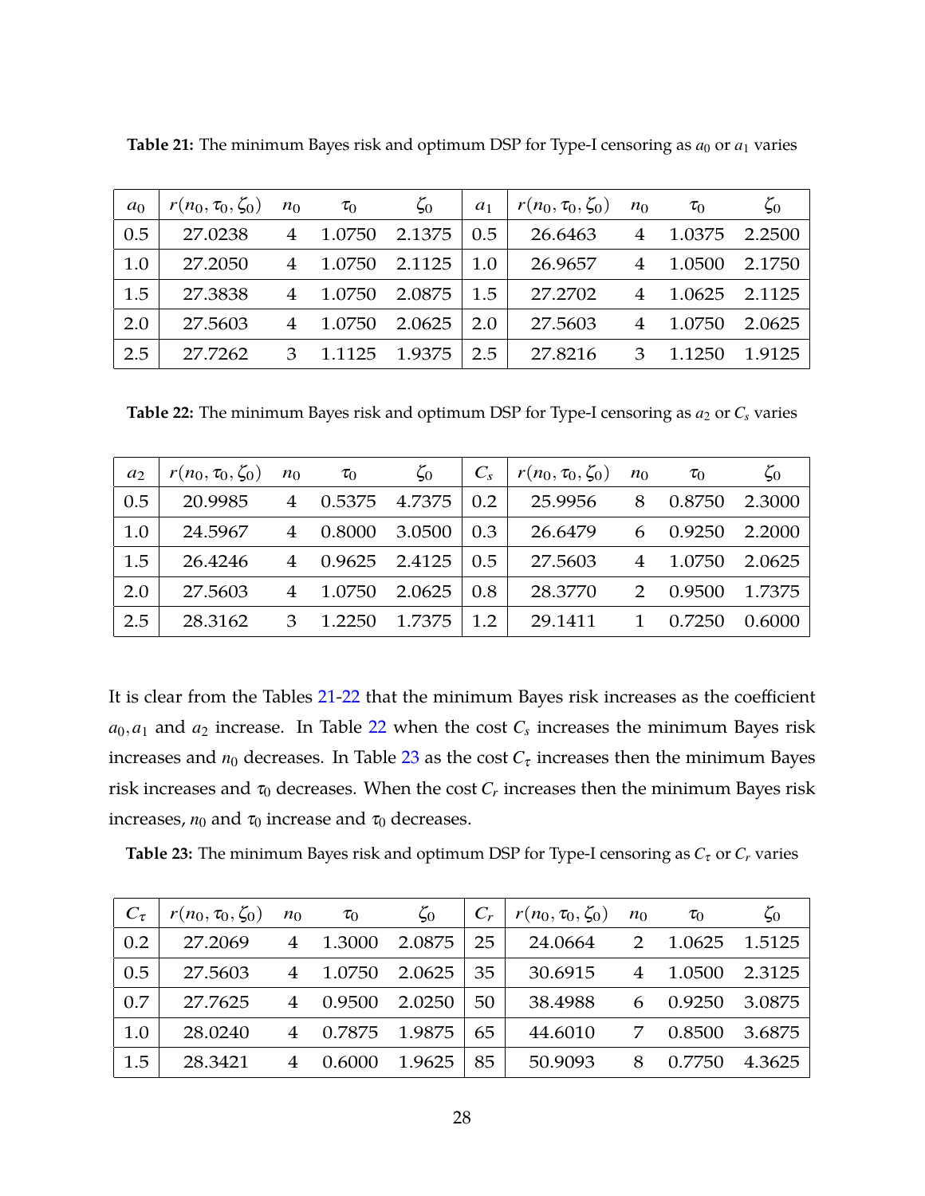**Table 21:** The minimum Bayes risk and optimum DSP for Type-I censoring as $a_0$ or $a_1$ varies

| $a_0$ | $r(n_0, \tau_0, \zeta_0)$ | $n_0$ | $\tau_0$ | $\zeta_0$ | $a_1$ | $r(n_0, \tau_0, \zeta_0)$ | $n_0$ | $\tau_0$ | $\zeta_0$ |
|---|---|---|---|---|---|---|---|---|---|
| 0.5 | 27.0238 | 4 | 1.0750 | 2.1375 | 0.5 | 26.6463 | 4 | 1.0375 | 2.2500 |
| 1.0 | 27.2050 | 4 | 1.0750 | 2.1125 | 1.0 | 26.9657 | 4 | 1.0500 | 2.1750 |
| 1.5 | 27.3838 | 4 | 1.0750 | 2.0875 | 1.5 | 27.2702 | 4 | 1.0625 | 2.1125 |
| 2.0 | 27.5603 | 4 | 1.0750 | 2.0625 | 2.0 | 27.5603 | 4 | 1.0750 | 2.0625 |
| 2.5 | 27.7262 | 3 | 1.1125 | 1.9375 | 2.5 | 27.8216 | 3 | 1.1250 | 1.9125 |

**Table 22:** The minimum Bayes risk and optimum DSP for Type-I censoring as $a_2$ or $C_s$ varies

| $a_2$ | $r(n_0, \tau_0, \zeta_0)$ | $n_0$ | $\tau_0$ | $\zeta_0$ | $C_s$ | $r(n_0, \tau_0, \zeta_0)$ | $n_0$ | $\tau_0$ | $\zeta_0$ |
|---|---|---|---|---|---|---|---|---|---|
| 0.5 | 20.9985 | 4 | 0.5375 | 4.7375 | 0.2 | 25.9956 | 8 | 0.8750 | 2.3000 |
| 1.0 | 24.5967 | 4 | 0.8000 | 3.0500 | 0.3 | 26.6479 | 6 | 0.9250 | 2.2000 |
| 1.5 | 26.4246 | 4 | 0.9625 | 2.4125 | 0.5 | 27.5603 | 4 | 1.0750 | 2.0625 |
| 2.0 | 27.5603 | 4 | 1.0750 | 2.0625 | 0.8 | 28.3770 | 2 | 0.9500 | 1.7375 |
| 2.5 | 28.3162 | 3 | 1.2250 | 1.7375 | 1.2 | 29.1411 | 1 | 0.7250 | 0.6000 |

It is clear from the Tables 21-22 that the minimum Bayes risk increases as the coefficient $a_0, a_1$ and $a_2$ increase. In Table 22 when the cost $C_s$ increases the minimum Bayes risk increases and $n_0$ decreases. In Table 23 as the cost $C_\tau$ increases then the minimum Bayes risk increases and $\tau_0$ decreases. When the cost $C_r$ increases then the minimum Bayes risk increases, $n_0$ and $\tau_0$ increase and $\tau_0$ decreases.

**Table 23:** The minimum Bayes risk and optimum DSP for Type-I censoring as $C_\tau$ or $C_r$ varies

| $C_\tau$ | $r(n_0, \tau_0, \zeta_0)$ | $n_0$ | $\tau_0$ | $\zeta_0$ | $C_r$ | $r(n_0, \tau_0, \zeta_0)$ | $n_0$ | $\tau_0$ | $\zeta_0$ |
|---|---|---|---|---|---|---|---|---|---|
| 0.2 | 27.2069 | 4 | 1.3000 | 2.0875 | 25 | 24.0664 | 2 | 1.0625 | 1.5125 |
| 0.5 | 27.5603 | 4 | 1.0750 | 2.0625 | 35 | 30.6915 | 4 | 1.0500 | 2.3125 |
| 0.7 | 27.7625 | 4 | 0.9500 | 2.0250 | 50 | 38.4988 | 6 | 0.9250 | 3.0875 |
| 1.0 | 28.0240 | 4 | 0.7875 | 1.9875 | 65 | 44.6010 | 7 | 0.8500 | 3.6875 |
| 1.5 | 28.3421 | 4 | 0.6000 | 1.9625 | 85 | 50.9093 | 8 | 0.7750 | 4.3625 |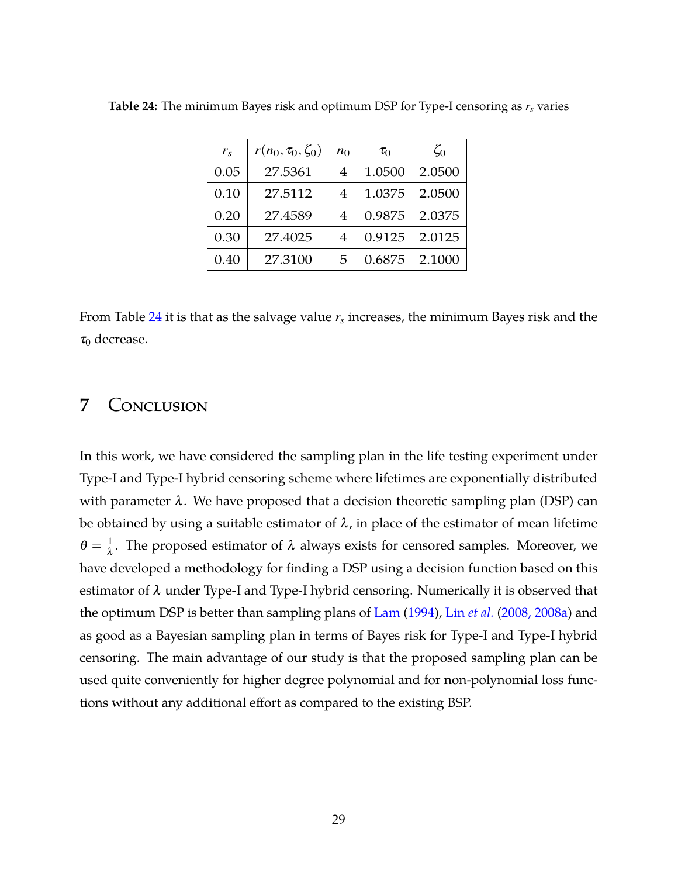**Table 24:** The minimum Bayes risk and optimum DSP for Type-I censoring as $r_s$ varies

| $r_s$ | $r(n_0, \tau_0, \zeta_0)$ | $n_0$ | $\tau_0$ | $\zeta_0$ |
|---|---|---|---|---|
| 0.05 | 27.5361 | 4 | 1.0500 | 2.0500 |
| 0.10 | 27.5112 | 4 | 1.0375 | 2.0500 |
| 0.20 | 27.4589 | 4 | 0.9875 | 2.0375 |
| 0.30 | 27.4025 | 4 | 0.9125 | 2.0125 |
| 0.40 | 27.3100 | 5 | 0.6875 | 2.1000 |

From Table 24 it is that as the salvage value $r_s$ increases, the minimum Bayes risk and the $\tau_0$ decrease.

# 7 Conclusion

In this work, we have considered the sampling plan in the life testing experiment under Type-I and Type-I hybrid censoring scheme where lifetimes are exponentially distributed with parameter $\lambda$. We have proposed that a decision theoretic sampling plan (DSP) can be obtained by using a suitable estimator of $\lambda$, in place of the estimator of mean lifetime $\theta = \frac{1}{\lambda}$. The proposed estimator of $\lambda$ always exists for censored samples. Moreover, we have developed a methodology for finding a DSP using a decision function based on this estimator of $\lambda$ under Type-I and Type-I hybrid censoring. Numerically it is observed that the optimum DSP is better than sampling plans of Lam (1994), Lin *et al.* (2008, 2008a) and as good as a Bayesian sampling plan in terms of Bayes risk for Type-I and Type-I hybrid censoring. The main advantage of our study is that the proposed sampling plan can be used quite conveniently for higher degree polynomial and for non-polynomial loss functions without any additional effort as compared to the existing BSP.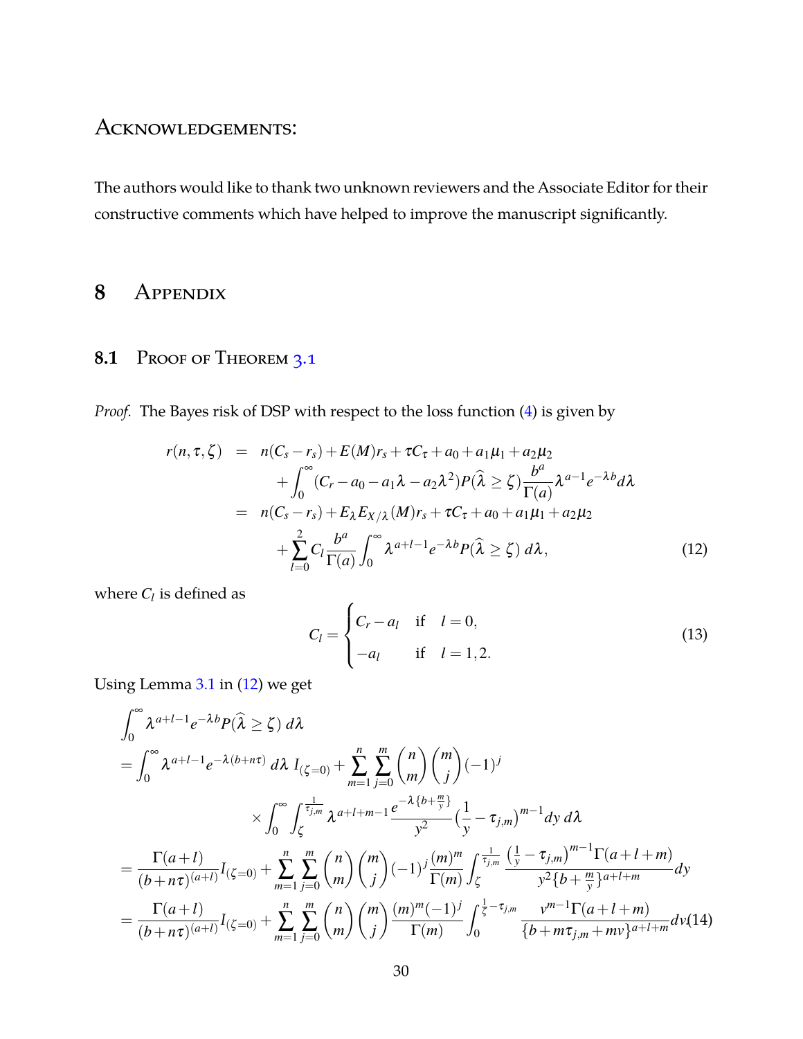## Acknowledgements:

The authors would like to thank two unknown reviewers and the Associate Editor for their constructive comments which have helped to improve the manuscript significantly.

# 8 Appendix

## 8.1 Proof of Theorem 3.1

*Proof.* The Bayes risk of DSP with respect to the loss function (4) is given by

$$
\begin{aligned}
r(n,\tau,\zeta) &= n(C_s - r_s) + E(M)r_s + \tau C_\tau + a_0 + a_1\mu_1 + a_2\mu_2 \\
&\quad + \int_0^\infty (C_r - a_0 - a_1\lambda - a_2\lambda^2) P(\widehat{\lambda} \geq \zeta) \frac{b^a}{\Gamma(a)} \lambda^{a-1} e^{-\lambda b} d\lambda \\
&= n(C_s - r_s) + E_\lambda E_{X/\lambda}(M) r_s + \tau C_\tau + a_0 + a_1\mu_1 + a_2\mu_2 \\
&\quad + \sum_{l=0}^{2} C_l \frac{b^a}{\Gamma(a)} \int_0^\infty \lambda^{a+l-1} e^{-\lambda b} P(\widehat{\lambda} \geq \zeta)\, d\lambda, \qquad (12)
\end{aligned}
$$

where $C_l$ is defined as

$$
C_l = \begin{cases} C_r - a_l & \text{if} \quad l = 0, \\ -a_l & \text{if} \quad l = 1, 2. \end{cases} \qquad (13)
$$

Using Lemma 3.1 in (12) we get

$$
\begin{aligned}
&\int_0^\infty \lambda^{a+l-1} e^{-\lambda b} P(\widehat{\lambda} \geq \zeta)\, d\lambda \\
&= \int_0^\infty \lambda^{a+l-1} e^{-\lambda(b+n\tau)}\, d\lambda\ I_{(\zeta=0)} + \sum_{m=1}^{n} \sum_{j=0}^{m} \binom{n}{m} \binom{m}{j} (-1)^j \\
&\qquad \times \int_0^\infty \int_\zeta^{\frac{1}{\tau_{j,m}}} \lambda^{a+l+m-1} \frac{e^{-\lambda\{b+\frac{m}{y}\}}}{y^2} \left(\frac{1}{y} - \tau_{j,m}\right)^{m-1} dy\, d\lambda \\
&= \frac{\Gamma(a+l)}{(b+n\tau)^{(a+l)}} I_{(\zeta=0)} + \sum_{m=1}^{n} \sum_{j=0}^{m} \binom{n}{m} \binom{m}{j} (-1)^j \frac{(m)^m}{\Gamma(m)} \int_\zeta^{\frac{1}{\tau_{j,m}}} \frac{\left(\frac{1}{y} - \tau_{j,m}\right)^{m-1} \Gamma(a+l+m)}{y^2\{b+\frac{m}{y}\}^{a+l+m}} dy \\
&= \frac{\Gamma(a+l)}{(b+n\tau)^{(a+l)}} I_{(\zeta=0)} + \sum_{m=1}^{n} \sum_{j=0}^{m} \binom{n}{m} \binom{m}{j} \frac{(m)^m (-1)^j}{\Gamma(m)} \int_0^{\frac{1}{\zeta} - \tau_{j,m}} \frac{v^{m-1} \Gamma(a+l+m)}{\{b+m\tau_{j,m}+mv\}^{a+l+m}} dv \qquad (14)
\end{aligned}
$$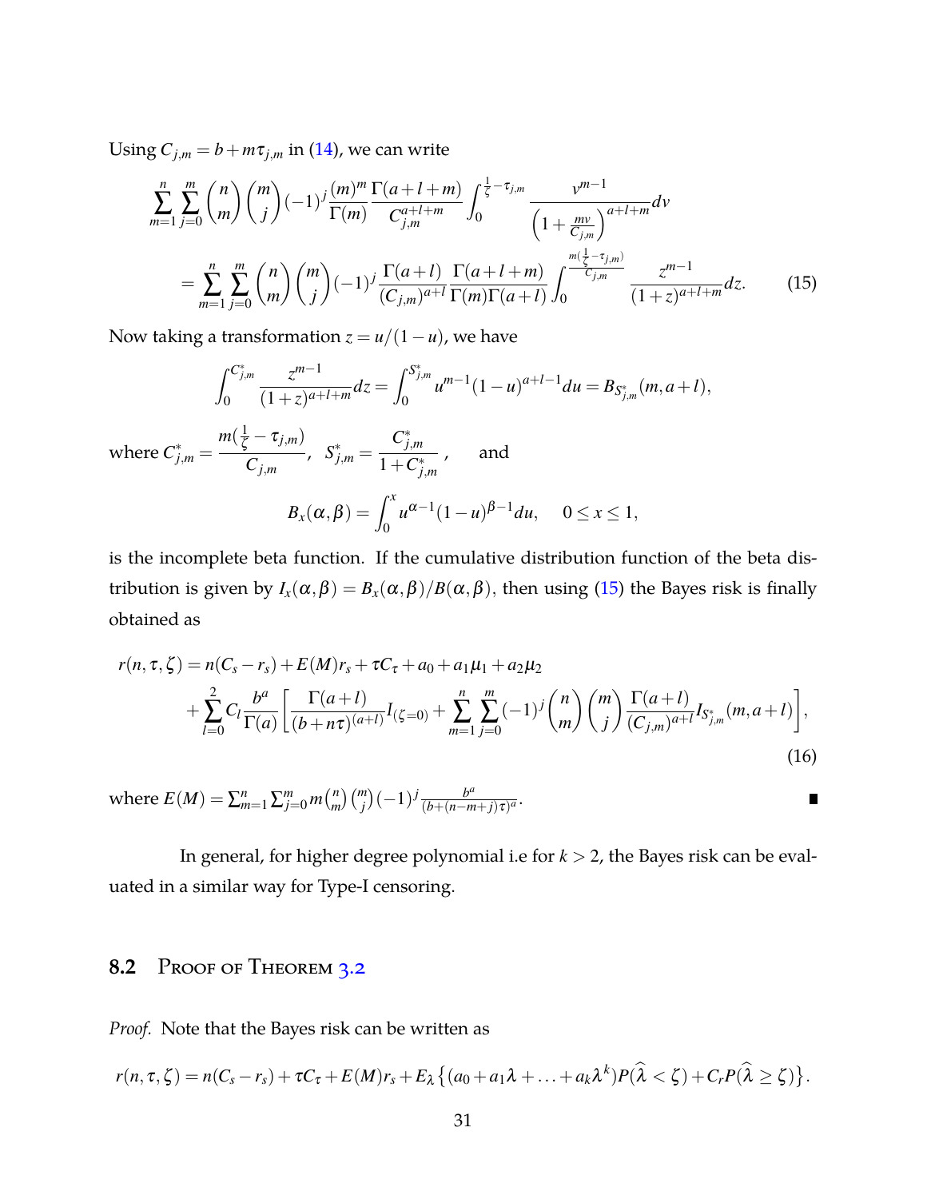Using $C_{j,m} = b + m\tau_{j,m}$ in (14), we can write

$$
\begin{aligned}
&\sum_{m=1}^{n}\sum_{j=0}^{m}\binom{n}{m}\binom{m}{j}(-1)^j \frac{(m)^m}{\Gamma(m)}\frac{\Gamma(a+l+m)}{C_{j,m}^{a+l+m}}\int_0^{\frac{1}{\zeta}-\tau_{j,m}} \frac{v^{m-1}}{\left(1+\frac{mv}{C_{j,m}}\right)^{a+l+m}}dv \\
&= \sum_{m=1}^{n}\sum_{j=0}^{m}\binom{n}{m}\binom{m}{j}(-1)^j \frac{\Gamma(a+l)}{(C_{j,m})^{a+l}}\frac{\Gamma(a+l+m)}{\Gamma(m)\Gamma(a+l)}\int_0^{\frac{m(\frac{1}{\zeta}-\tau_{j,m})}{C_{j,m}}} \frac{z^{m-1}}{(1+z)^{a+l+m}}dz. \qquad (15)
\end{aligned}
$$

Now taking a transformation $z = u/(1-u)$, we have

$$
\int_0^{C^*_{j,m}} \frac{z^{m-1}}{(1+z)^{a+l+m}}dz = \int_0^{S^*_{j,m}} u^{m-1}(1-u)^{a+l-1}du = B_{S^*_{j,m}}(m, a+l),
$$

where $C^*_{j,m} = \dfrac{m(\frac{1}{\zeta}-\tau_{j,m})}{C_{j,m}}$, $S^*_{j,m} = \dfrac{C^*_{j,m}}{1+C^*_{j,m}}$, and

$$
B_x(\alpha,\beta) = \int_0^x u^{\alpha-1}(1-u)^{\beta-1}du, \quad 0 \le x \le 1,
$$

is the incomplete beta function. If the cumulative distribution function of the beta distribution is given by $I_x(\alpha,\beta) = B_x(\alpha,\beta)/B(\alpha,\beta)$, then using (15) the Bayes risk is finally obtained as

$$
\begin{aligned}
r(n,\tau,\zeta) &= n(C_s - r_s) + E(M)r_s + \tau C_\tau + a_0 + a_1\mu_1 + a_2\mu_2 \\
&+ \sum_{l=0}^{2} C_l \frac{b^a}{\Gamma(a)}\left[\frac{\Gamma(a+l)}{(b+n\tau)^{(a+l)}}I_{(\zeta=0)} + \sum_{m=1}^{n}\sum_{j=0}^{m}(-1)^j\binom{n}{m}\binom{m}{j}\frac{\Gamma(a+l)}{(C_{j,m})^{a+l}}I_{S^*_{j,m}}(m,a+l)\right],
\end{aligned} \qquad (16)
$$

where $E(M) = \sum_{m=1}^{n}\sum_{j=0}^{m} m\binom{n}{m}\binom{m}{j}(-1)^j \frac{b^a}{(b+(n-m+j)\tau)^a}$. ∎

In general, for higher degree polynomial i.e for $k > 2$, the Bayes risk can be evaluated in a similar way for Type-I censoring.

## 8.2 Proof of Theorem 3.2

*Proof.* Note that the Bayes risk can be written as

$$
r(n,\tau,\zeta) = n(C_s - r_s) + \tau C_\tau + E(M)r_s + E_\lambda\left\{(a_0 + a_1\lambda + \ldots + a_k\lambda^k)P(\widehat{\lambda} < \zeta) + C_r P(\widehat{\lambda} \ge \zeta)\right\}.
$$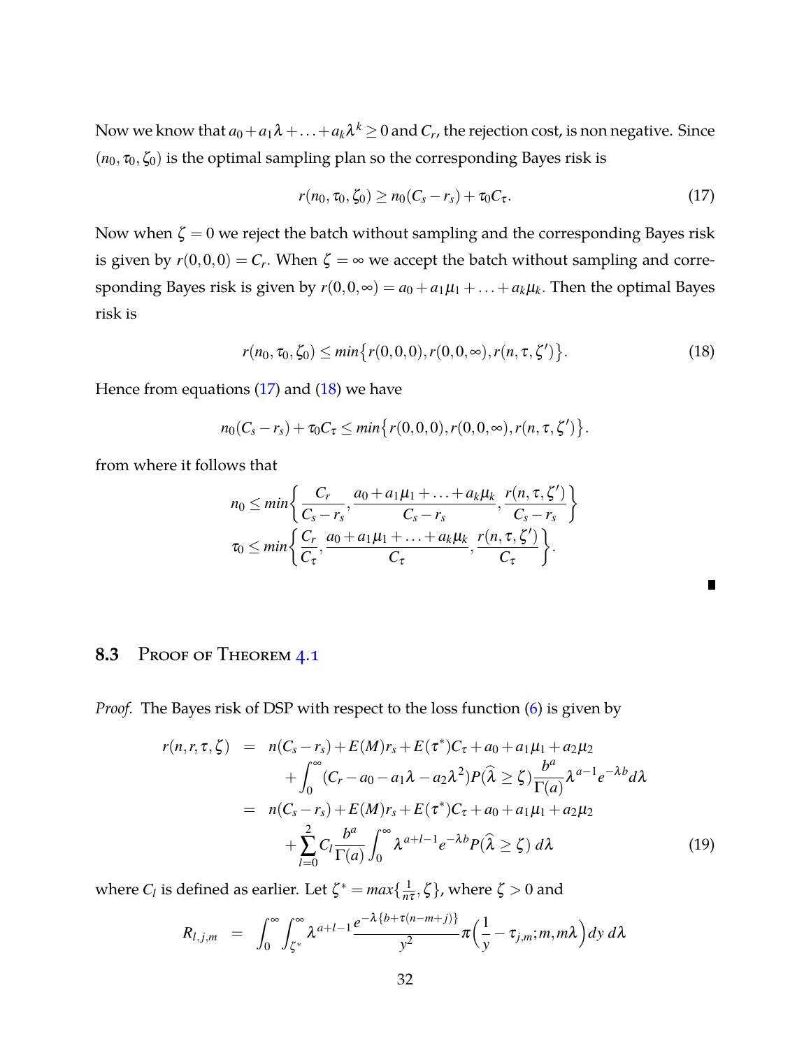Now we know that $a_0 + a_1\lambda + \ldots + a_k\lambda^k \geq 0$ and $C_r$, the rejection cost, is non negative. Since $(n_0, \tau_0, \zeta_0)$ is the optimal sampling plan so the corresponding Bayes risk is

$$r(n_0, \tau_0, \zeta_0) \geq n_0(C_s - r_s) + \tau_0 C_\tau. \tag{17}$$

Now when $\zeta = 0$ we reject the batch without sampling and the corresponding Bayes risk is given by $r(0,0,0) = C_r$. When $\zeta = \infty$ we accept the batch without sampling and corresponding Bayes risk is given by $r(0,0,\infty) = a_0 + a_1\mu_1 + \ldots + a_k\mu_k$. Then the optimal Bayes risk is

$$r(n_0, \tau_0, \zeta_0) \leq min\big\{r(0,0,0), r(0,0,\infty), r(n,\tau,\zeta')\big\}. \tag{18}$$

Hence from equations (17) and (18) we have

$$n_0(C_s - r_s) + \tau_0 C_\tau \leq min\big\{r(0,0,0), r(0,0,\infty), r(n,\tau,\zeta')\big\}.$$

from where it follows that

$$n_0 \leq min\left\{\frac{C_r}{C_s - r_s}, \frac{a_0 + a_1\mu_1 + \ldots + a_k\mu_k}{C_s - r_s}, \frac{r(n,\tau,\zeta')}{C_s - r_s}\right\}$$
$$\tau_0 \leq min\left\{\frac{C_r}{C_\tau}, \frac{a_0 + a_1\mu_1 + \ldots + a_k\mu_k}{C_\tau}, \frac{r(n,\tau,\zeta')}{C_\tau}\right\}.$$

∎

### 8.3 Proof of Theorem 4.1

*Proof.* The Bayes risk of DSP with respect to the loss function (6) is given by

$$\begin{aligned}
r(n,r,\tau,\zeta) &= n(C_s - r_s) + E(M)r_s + E(\tau^*)C_\tau + a_0 + a_1\mu_1 + a_2\mu_2 \\
&\quad + \int_0^\infty (C_r - a_0 - a_1\lambda - a_2\lambda^2) P(\widehat{\lambda} \geq \zeta) \frac{b^a}{\Gamma(a)} \lambda^{a-1} e^{-\lambda b} d\lambda \\
&= n(C_s - r_s) + E(M)r_s + E(\tau^*)C_\tau + a_0 + a_1\mu_1 + a_2\mu_2 \\
&\quad + \sum_{l=0}^{2} C_l \frac{b^a}{\Gamma(a)} \int_0^\infty \lambda^{a+l-1} e^{-\lambda b} P(\widehat{\lambda} \geq \zeta)\, d\lambda
\end{aligned} \tag{19}$$

where $C_l$ is defined as earlier. Let $\zeta^* = max\{\frac{1}{n\tau}, \zeta\}$, where $\zeta > 0$ and

$$R_{l,j,m} = \int_0^\infty \int_{\zeta^*}^\infty \lambda^{a+l-1} \frac{e^{-\lambda\{b+\tau(n-m+j)\}}}{y^2} \pi\Big(\frac{1}{y} - \tau_{j,m}; m, m\lambda\Big) dy\, d\lambda$$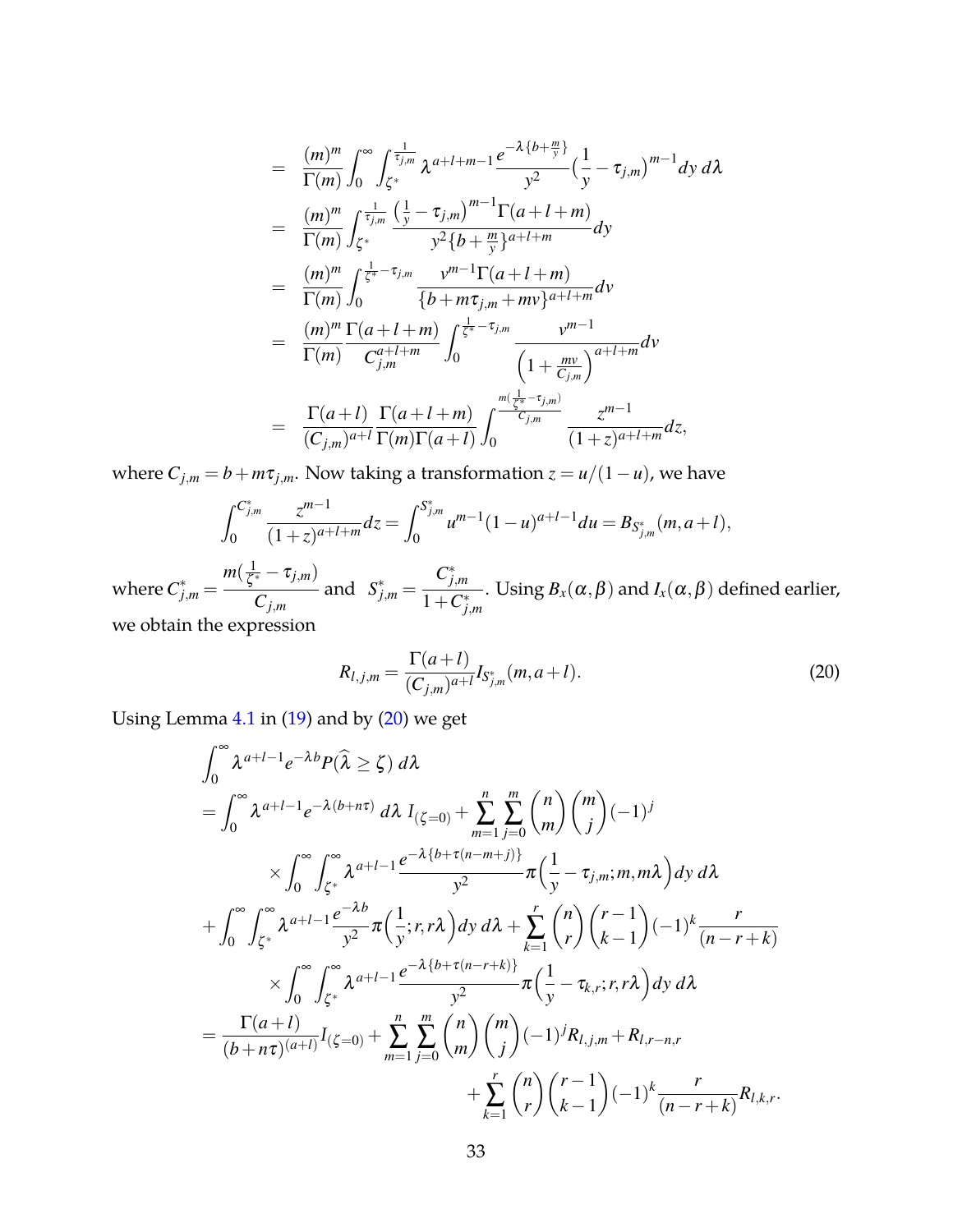$$
\begin{aligned}
&= \frac{(m)^m}{\Gamma(m)} \int_0^\infty \int_{\zeta^*}^{\frac{1}{\tau_{j,m}}} \lambda^{a+l+m-1} \frac{e^{-\lambda\{b+\frac{m}{y}\}}}{y^2} \Big(\frac{1}{y} - \tau_{j,m}\Big)^{m-1} dy\, d\lambda \\
&= \frac{(m)^m}{\Gamma(m)} \int_{\zeta^*}^{\frac{1}{\tau_{j,m}}} \frac{\left(\frac{1}{y} - \tau_{j,m}\right)^{m-1} \Gamma(a+l+m)}{y^2\{b+\frac{m}{y}\}^{a+l+m}} dy \\
&= \frac{(m)^m}{\Gamma(m)} \int_0^{\frac{1}{\zeta^*}-\tau_{j,m}} \frac{v^{m-1}\Gamma(a+l+m)}{\{b+m\tau_{j,m}+mv\}^{a+l+m}} dv \\
&= \frac{(m)^m}{\Gamma(m)} \frac{\Gamma(a+l+m)}{C_{j,m}^{a+l+m}} \int_0^{\frac{1}{\zeta^*}-\tau_{j,m}} \frac{v^{m-1}}{\left(1+\frac{mv}{C_{j,m}}\right)^{a+l+m}} dv \\
&= \frac{\Gamma(a+l)}{(C_{j,m})^{a+l}} \frac{\Gamma(a+l+m)}{\Gamma(m)\Gamma(a+l)} \int_0^{\frac{m(\frac{1}{\zeta^*}-\tau_{j,m})}{C_{j,m}}} \frac{z^{m-1}}{(1+z)^{a+l+m}} dz,
\end{aligned}
$$

where $C_{j,m} = b + m\tau_{j,m}$. Now taking a transformation $z = u/(1-u)$, we have

$$
\int_0^{C^*_{j,m}} \frac{z^{m-1}}{(1+z)^{a+l+m}} dz = \int_0^{S^*_{j,m}} u^{m-1}(1-u)^{a+l-1} du = B_{S^*_{j,m}}(m, a+l),
$$

where $C^*_{j,m} = \dfrac{m(\frac{1}{\zeta^*} - \tau_{j,m})}{C_{j,m}}$ and $S^*_{j,m} = \dfrac{C^*_{j,m}}{1+C^*_{j,m}}$. Using $B_x(\alpha,\beta)$ and $I_x(\alpha,\beta)$ defined earlier, we obtain the expression

$$
R_{l,j,m} = \frac{\Gamma(a+l)}{(C_{j,m})^{a+l}} I_{S^*_{j,m}}(m, a+l). \tag{20}
$$

Using Lemma 4.1 in (19) and by (20) we get

$$
\begin{aligned}
&\int_0^\infty \lambda^{a+l-1} e^{-\lambda b} P(\widehat{\lambda} \geq \zeta)\, d\lambda \\
&= \int_0^\infty \lambda^{a+l-1} e^{-\lambda(b+n\tau)}\, d\lambda\; I_{(\zeta=0)} + \sum_{m=1}^n \sum_{j=0}^m \binom{n}{m}\binom{m}{j}(-1)^j \\
&\qquad \times \int_0^\infty \int_{\zeta^*}^\infty \lambda^{a+l-1} \frac{e^{-\lambda\{b+\tau(n-m+j)\}}}{y^2} \pi\Big(\frac{1}{y} - \tau_{j,m}; m, m\lambda\Big) dy\, d\lambda \\
&+ \int_0^\infty \int_{\zeta^*}^\infty \lambda^{a+l-1} \frac{e^{-\lambda b}}{y^2} \pi\Big(\frac{1}{y}; r, r\lambda\Big) dy\, d\lambda + \sum_{k=1}^r \binom{n}{r}\binom{r-1}{k-1}(-1)^k \frac{r}{(n-r+k)} \\
&\qquad \times \int_0^\infty \int_{\zeta^*}^\infty \lambda^{a+l-1} \frac{e^{-\lambda\{b+\tau(n-r+k)\}}}{y^2} \pi\Big(\frac{1}{y} - \tau_{k,r}; r, r\lambda\Big) dy\, d\lambda \\
&= \frac{\Gamma(a+l)}{(b+n\tau)^{(a+l)}} I_{(\zeta=0)} + \sum_{m=1}^n \sum_{j=0}^m \binom{n}{m}\binom{m}{j}(-1)^j R_{l,j,m} + R_{l,r-n,r} \\
&\qquad + \sum_{k=1}^r \binom{n}{r}\binom{r-1}{k-1}(-1)^k \frac{r}{(n-r+k)} R_{l,k,r}.
\end{aligned}
$$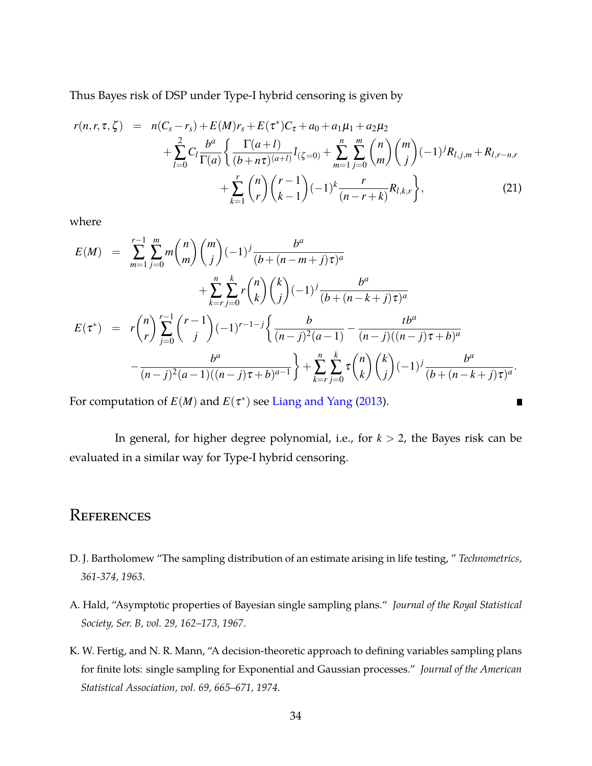Thus Bayes risk of DSP under Type-I hybrid censoring is given by

$$
\begin{aligned}
r(n,r,\tau,\zeta) &= n(C_s - r_s) + E(M) r_s + E(\tau^*) C_\tau + a_0 + a_1\mu_1 + a_2\mu_2 \\
&\quad + \sum_{l=0}^{2} C_l \frac{b^a}{\Gamma(a)} \left\{ \frac{\Gamma(a+l)}{(b+n\tau)^{(a+l)}} I_{(\zeta=0)} + \sum_{m=1}^{n}\sum_{j=0}^{m} \binom{n}{m}\binom{m}{j}(-1)^j R_{l,j,m} + R_{l,r-n,r} \right. \\
&\quad \left. + \sum_{k=1}^{r} \binom{n}{r}\binom{r-1}{k-1}(-1)^k \frac{r}{(n-r+k)} R_{l,k,r} \right\}, \qquad (21)
\end{aligned}
$$

where

$$
\begin{aligned}
E(M) &= \sum_{m=1}^{r-1}\sum_{j=0}^{m} m\binom{n}{m}\binom{m}{j}(-1)^j \frac{b^a}{(b+(n-m+j)\tau)^a} \\
&\quad + \sum_{k=r}^{n}\sum_{j=0}^{k} r\binom{n}{k}\binom{k}{j}(-1)^j \frac{b^a}{(b+(n-k+j)\tau)^a} \\
E(\tau^*) &= r\binom{n}{r}\sum_{j=0}^{r-1}\binom{r-1}{j}(-1)^{r-1-j}\left\{ \frac{b}{(n-j)^2(a-1)} - \frac{tb^a}{(n-j)((n-j)\tau+b)^a} \right. \\
&\quad \left. - \frac{b^a}{(n-j)^2(a-1)((n-j)\tau+b)^{a-1}} \right\} + \sum_{k=r}^{n}\sum_{j=0}^{k} \tau\binom{n}{k}\binom{k}{j}(-1)^j \frac{b^a}{(b+(n-k+j)\tau)^a}.
\end{aligned}
$$

For computation of $E(M)$ and $E(\tau^*)$ see Liang and Yang (2013). ∎

In general, for higher degree polynomial, i.e., for $k > 2$, the Bayes risk can be evaluated in a similar way for Type-I hybrid censoring.

# References

D. J. Bartholomew "The sampling distribution of an estimate arising in life testing, " *Technometrics, 361-374, 1963*.

A. Hald, "Asymptotic properties of Bayesian single sampling plans." *Journal of the Royal Statistical Society, Ser. B, vol. 29, 162–173, 1967*.

K. W. Fertig, and N. R. Mann, "A decision-theoretic approach to defining variables sampling plans for finite lots: single sampling for Exponential and Gaussian processes." *Journal of the American Statistical Association, vol. 69, 665–671, 1974*.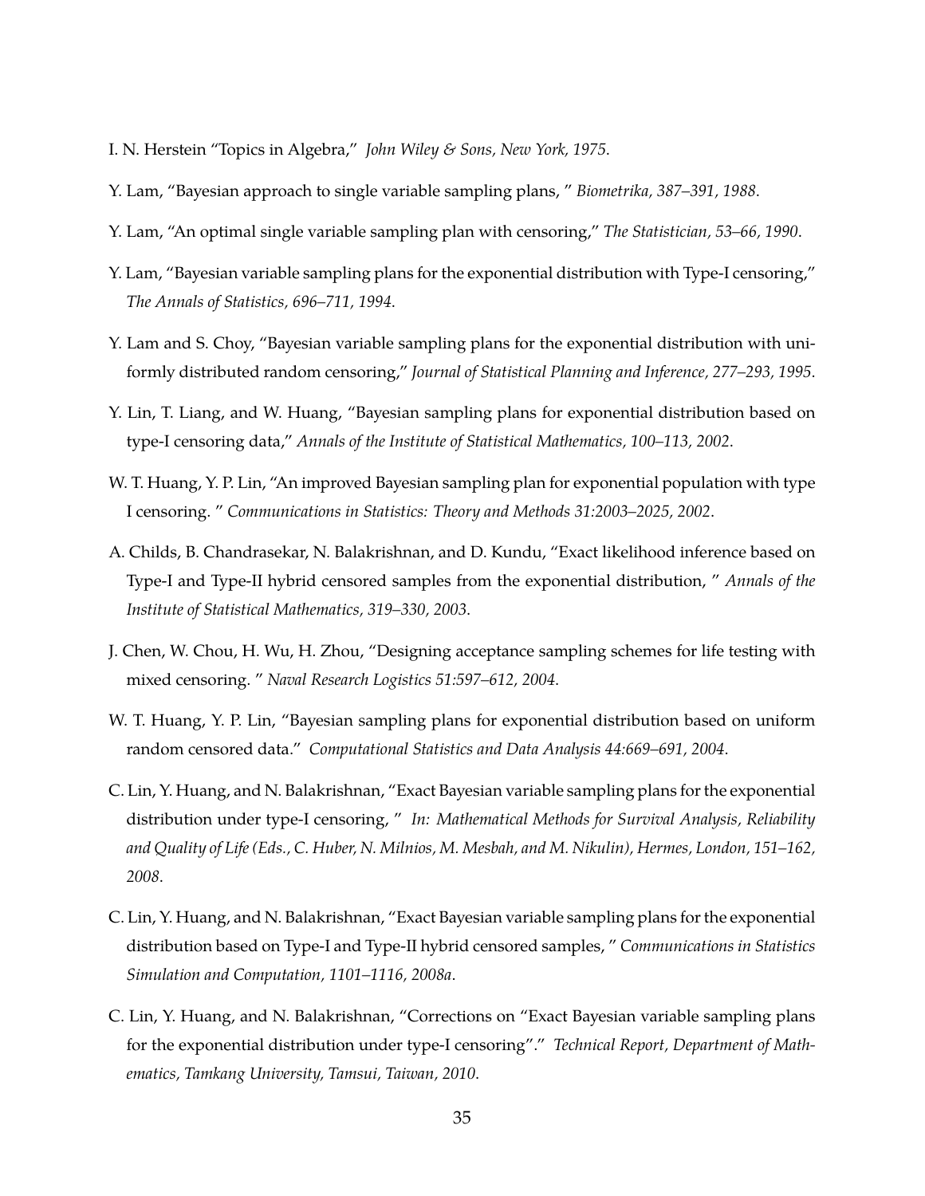I. N. Herstein "Topics in Algebra," *John Wiley & Sons, New York, 1975*.

Y. Lam, "Bayesian approach to single variable sampling plans, " *Biometrika, 387–391, 1988*.

Y. Lam, "An optimal single variable sampling plan with censoring," *The Statistician, 53–66, 1990*.

Y. Lam, "Bayesian variable sampling plans for the exponential distribution with Type-I censoring," *The Annals of Statistics, 696–711, 1994*.

Y. Lam and S. Choy, "Bayesian variable sampling plans for the exponential distribution with uniformly distributed random censoring," *Journal of Statistical Planning and Inference, 277–293, 1995*.

Y. Lin, T. Liang, and W. Huang, "Bayesian sampling plans for exponential distribution based on type-I censoring data," *Annals of the Institute of Statistical Mathematics, 100–113, 2002*.

W. T. Huang, Y. P. Lin, "An improved Bayesian sampling plan for exponential population with type I censoring. " *Communications in Statistics: Theory and Methods 31:2003–2025, 2002*.

A. Childs, B. Chandrasekar, N. Balakrishnan, and D. Kundu, "Exact likelihood inference based on Type-I and Type-II hybrid censored samples from the exponential distribution, " *Annals of the Institute of Statistical Mathematics, 319–330, 2003.*

J. Chen, W. Chou, H. Wu, H. Zhou, "Designing acceptance sampling schemes for life testing with mixed censoring. " *Naval Research Logistics 51:597–612, 2004*.

W. T. Huang, Y. P. Lin, "Bayesian sampling plans for exponential distribution based on uniform random censored data." *Computational Statistics and Data Analysis 44:669–691, 2004*.

C. Lin, Y. Huang, and N. Balakrishnan, "Exact Bayesian variable sampling plans for the exponential distribution under type-I censoring, " *In: Mathematical Methods for Survival Analysis, Reliability and Quality of Life (Eds., C. Huber, N. Milnios, M. Mesbah, and M. Nikulin), Hermes, London, 151–162, 2008*.

C. Lin, Y. Huang, and N. Balakrishnan, "Exact Bayesian variable sampling plans for the exponential distribution based on Type-I and Type-II hybrid censored samples, " *Communications in Statistics Simulation and Computation, 1101–1116, 2008a*.

C. Lin, Y. Huang, and N. Balakrishnan, "Corrections on "Exact Bayesian variable sampling plans for the exponential distribution under type-I censoring"." *Technical Report, Department of Mathematics, Tamkang University, Tamsui, Taiwan, 2010*.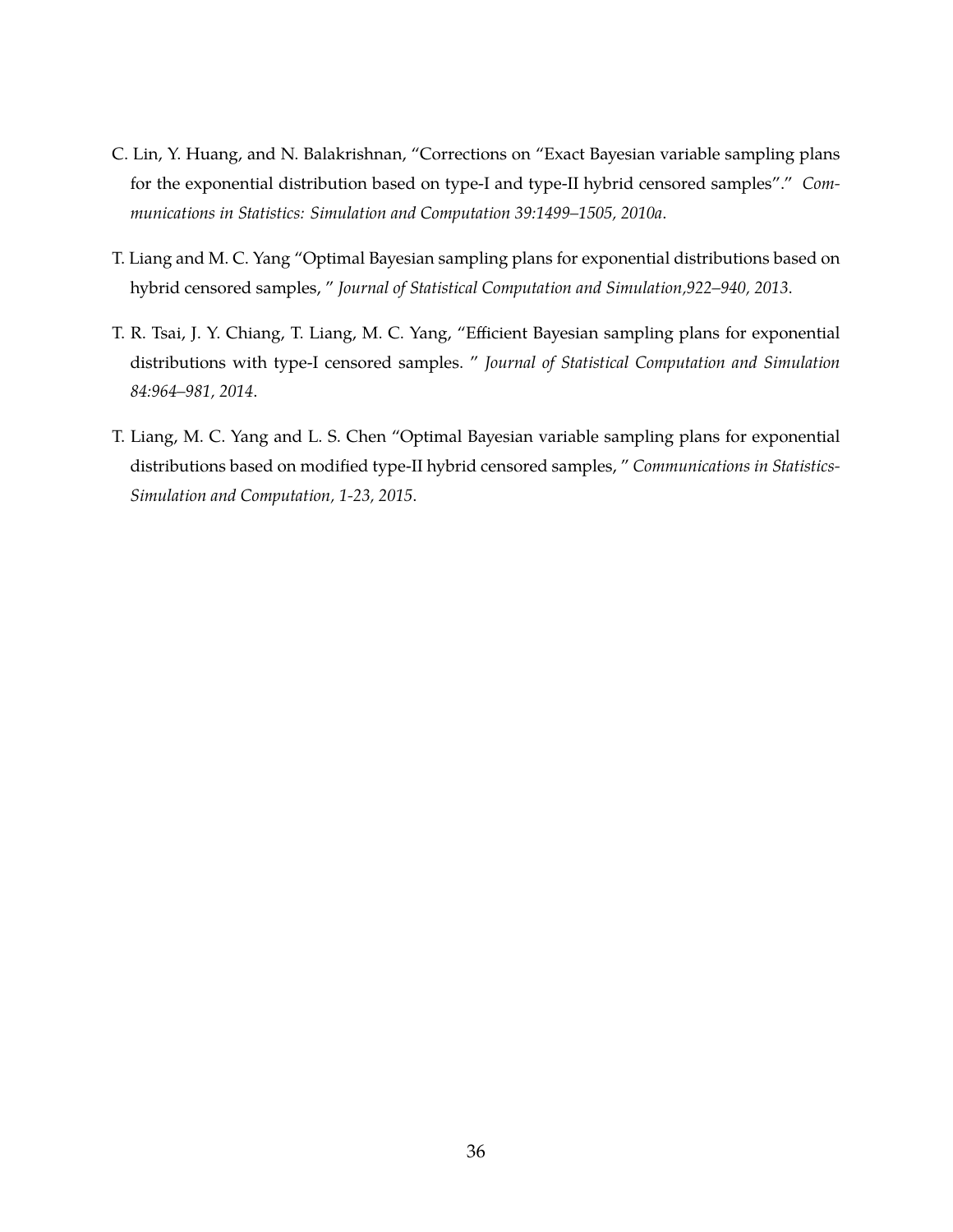C. Lin, Y. Huang, and N. Balakrishnan, "Corrections on "Exact Bayesian variable sampling plans for the exponential distribution based on type-I and type-II hybrid censored samples"." *Communications in Statistics: Simulation and Computation 39:1499–1505, 2010a*.

T. Liang and M. C. Yang "Optimal Bayesian sampling plans for exponential distributions based on hybrid censored samples, " *Journal of Statistical Computation and Simulation,922–940, 2013*.

T. R. Tsai, J. Y. Chiang, T. Liang, M. C. Yang, "Efficient Bayesian sampling plans for exponential distributions with type-I censored samples. " *Journal of Statistical Computation and Simulation 84:964–981, 2014*.

T. Liang, M. C. Yang and L. S. Chen "Optimal Bayesian variable sampling plans for exponential distributions based on modified type-II hybrid censored samples, " *Communications in Statistics-Simulation and Computation, 1-23, 2015*.